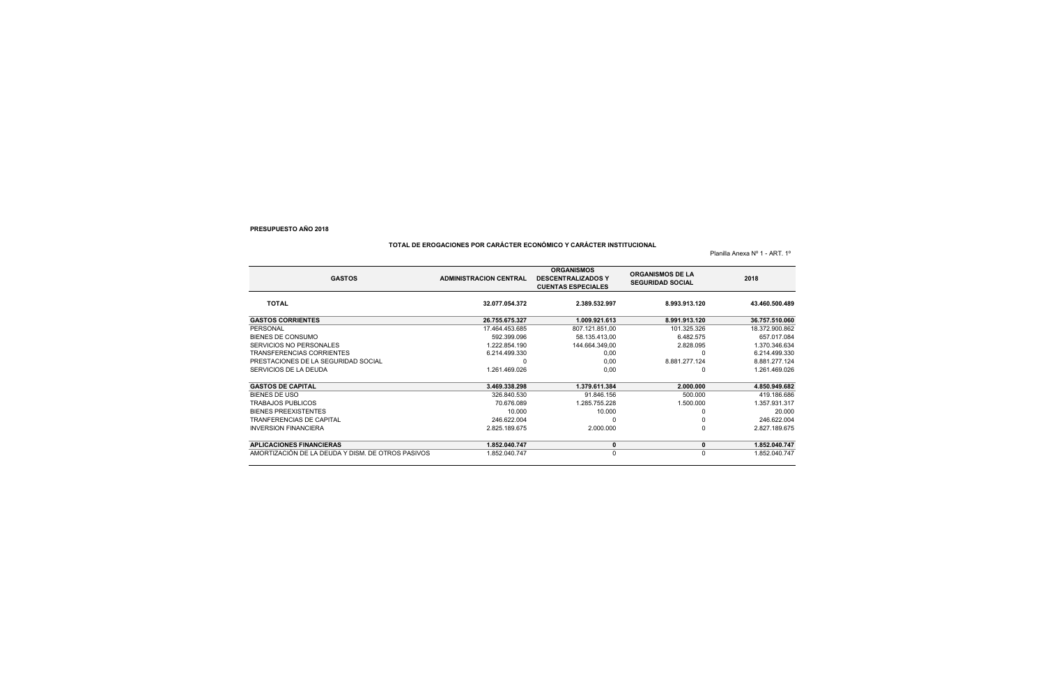**PRESUPUESTO AÑO 2018**

**TOTAL DE EROGACIONES POR CARÁCTER ECONÓMICO Y CARÁCTER INSTITUCIONAL**

Planilla Anexa Nº 1 - ART. 1º

| GASTOS | ADMINISTRACION CENTRAL | ORGANISMOS DESCENTRALIZADOS Y CUENTAS ESPECIALES | ORGANISMOS DE LA SEGURIDAD SOCIAL | 2018 |
|---|---|---|---|---|
| **TOTAL** | **32.077.054.372** | **2.389.532.997** | **8.993.913.120** | **43.460.500.489** |
| **GASTOS CORRIENTES** | **26.755.675.327** | **1.009.921.613** | **8.991.913.120** | **36.757.510.060** |
| PERSONAL | 17.464.453.685 | 807.121.851,00 | 101.325.326 | 18.372.900.862 |
| BIENES DE CONSUMO | 592.399.096 | 58.135.413,00 | 6.482.575 | 657.017.084 |
| SERVICIOS NO PERSONALES | 1.222.854.190 | 144.664.349,00 | 2.828.095 | 1.370.346.634 |
| TRANSFERENCIAS CORRIENTES | 6.214.499.330 | 0,00 | 0 | 6.214.499.330 |
| PRESTACIONES DE LA SEGURIDAD SOCIAL | 0 | 0,00 | 8.881.277.124 | 8.881.277.124 |
| SERVICIOS DE LA DEUDA | 1.261.469.026 | 0,00 | 0 | 1.261.469.026 |
| **GASTOS DE CAPITAL** | **3.469.338.298** | **1.379.611.384** | **2.000.000** | **4.850.949.682** |
| BIENES DE USO | 326.840.530 | 91.846.156 | 500.000 | 419.186.686 |
| TRABAJOS PUBLICOS | 70.676.089 | 1.285.755.228 | 1.500.000 | 1.357.931.317 |
| BIENES PREEXISTENTES | 10.000 | 10.000 | 0 | 20.000 |
| TRANFERENCIAS DE CAPITAL | 246.622.004 | 0 | 0 | 246.622.004 |
| INVERSION FINANCIERA | 2.825.189.675 | 2.000.000 | 0 | 2.827.189.675 |
| **APLICACIONES FINANCIERAS** | **1.852.040.747** | **0** | **0** | **1.852.040.747** |
| AMORTIZACIÓN DE LA DEUDA Y DISM. DE OTROS PASIVOS | 1.852.040.747 | 0 | 0 | 1.852.040.747 |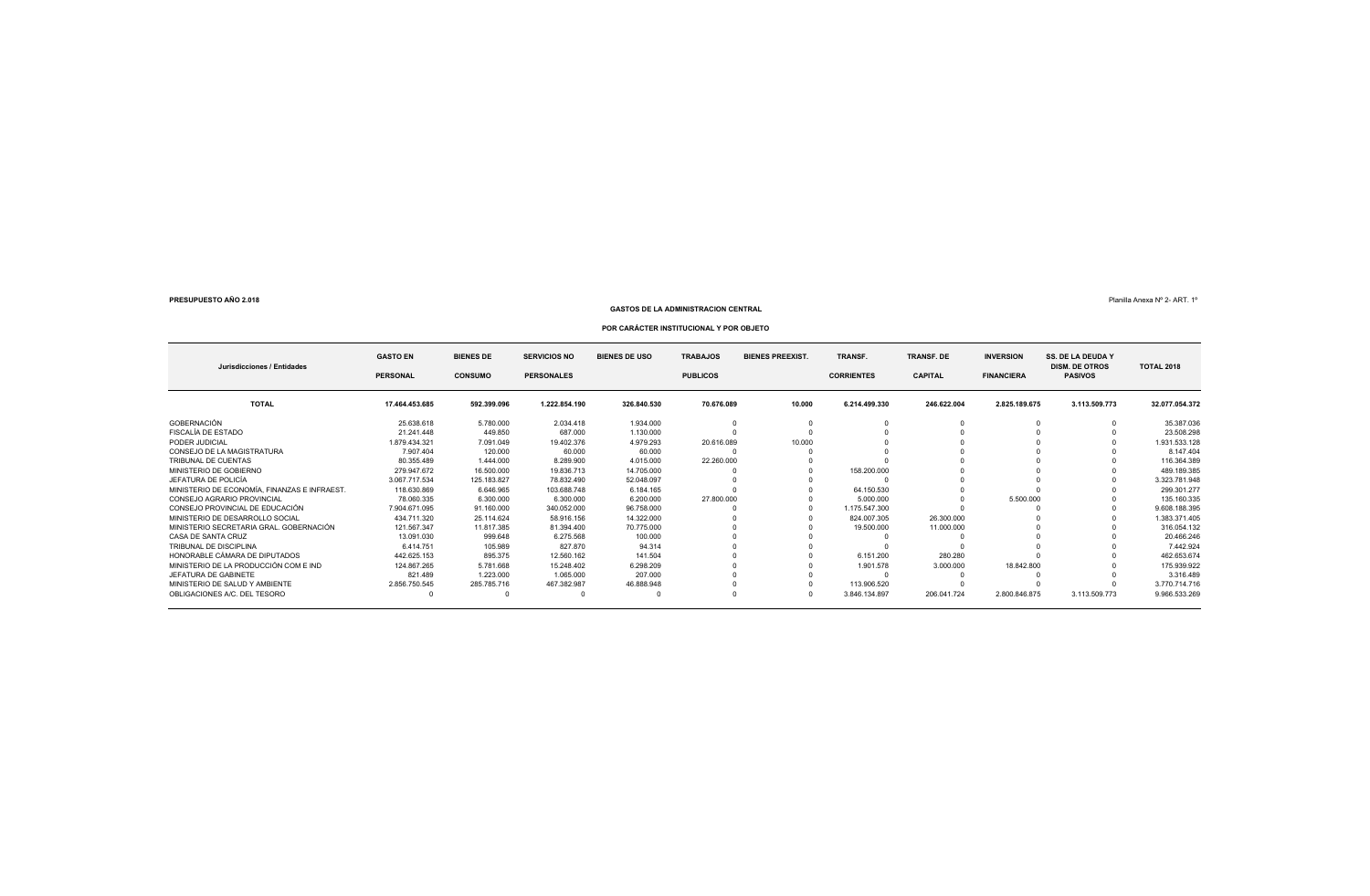**PRESUPUESTO AÑO 2.018**

Planilla Anexa Nº 2- ART. 1º

## GASTOS DE LA ADMINISTRACION CENTRAL

### POR CARÁCTER INSTITUCIONAL Y POR OBJETO

| Jurisdicciones / Entidades | GASTO EN PERSONAL | BIENES DE CONSUMO | SERVICIOS NO PERSONALES | BIENES DE USO | TRABAJOS PUBLICOS | BIENES PREEXIST. | TRANSF. CORRIENTES | TRANSF. DE CAPITAL | INVERSION FINANCIERA | SS. DE LA DEUDA Y DISM. DE OTROS PASIVOS | TOTAL 2018 |
|---|---|---|---|---|---|---|---|---|---|---|---|
| **TOTAL** | **17.464.453.685** | **592.399.096** | **1.222.854.190** | **326.840.530** | **70.676.089** | **10.000** | **6.214.499.330** | **246.622.004** | **2.825.189.675** | **3.113.509.773** | **32.077.054.372** |
| GOBERNACIÓN | 25.638.618 | 5.780.000 | 2.034.418 | 1.934.000 | 0 | 0 | 0 | 0 | 0 | 0 | 35.387.036 |
| FISCALÍA DE ESTADO | 21.241.448 | 449.850 | 687.000 | 1.130.000 | 0 | 0 | 0 | 0 | 0 | 0 | 23.508.298 |
| PODER JUDICIAL | 1.879.434.321 | 7.091.049 | 19.402.376 | 4.979.293 | 20.616.089 | 10.000 | 0 | 0 | 0 | 0 | 1.931.533.128 |
| CONSEJO DE LA MAGISTRATURA | 7.907.404 | 120.000 | 60.000 | 60.000 | 0 | 0 | 0 | 0 | 0 | 0 | 8.147.404 |
| TRIBUNAL DE CUENTAS | 80.355.489 | 1.444.000 | 8.289.900 | 4.015.000 | 22.260.000 | 0 | 0 | 0 | 0 | 0 | 116.364.389 |
| MINISTERIO DE GOBIERNO | 279.947.672 | 16.500.000 | 19.836.713 | 14.705.000 | 0 | 0 | 158.200.000 | 0 | 0 | 0 | 489.189.385 |
| JEFATURA DE POLICÍA | 3.067.717.534 | 125.183.827 | 78.832.490 | 52.048.097 | 0 | 0 | 0 | 0 | 0 | 0 | 3.323.781.948 |
| MINISTERIO DE ECONOMÍA, FINANZAS E INFRAEST. | 118.630.869 | 6.646.965 | 103.688.748 | 6.184.165 | 0 | 0 | 64.150.530 | 0 | 0 | 0 | 299.301.277 |
| CONSEJO AGRARIO PROVINCIAL | 78.060.335 | 6.300.000 | 6.300.000 | 6.200.000 | 27.800.000 | 0 | 5.000.000 | 0 | 5.500.000 | 0 | 135.160.335 |
| CONSEJO PROVINCIAL DE EDUCACIÓN | 7.904.671.095 | 91.160.000 | 340.052.000 | 96.758.000 | 0 | 0 | 1.175.547.300 | 0 | 0 | 0 | 9.608.188.395 |
| MINISTERIO DE DESARROLLO SOCIAL | 434.711.320 | 25.114.624 | 58.916.156 | 14.322.000 | 0 | 0 | 824.007.305 | 26.300.000 | 0 | 0 | 1.383.371.405 |
| MINISTERIO SECRETARIA GRAL. GOBERNACIÓN | 121.567.347 | 11.817.385 | 81.394.400 | 70.775.000 | 0 | 0 | 19.500.000 | 11.000.000 | 0 | 0 | 316.054.132 |
| CASA DE SANTA CRUZ | 13.091.030 | 999.648 | 6.275.568 | 100.000 | 0 | 0 | 0 | 0 | 0 | 0 | 20.466.246 |
| TRIBUNAL DE DISCIPLINA | 6.414.751 | 105.989 | 827.870 | 94.314 | 0 | 0 | 0 | 0 | 0 | 0 | 7.442.924 |
| HONORABLE CÁMARA DE DIPUTADOS | 442.625.153 | 895.375 | 12.560.162 | 141.504 | 0 | 0 | 6.151.200 | 280.280 | 0 | 0 | 462.653.674 |
| MINISTERIO DE LA PRODUCCIÓN COM E IND | 124.867.265 | 5.781.668 | 15.248.402 | 6.298.209 | 0 | 0 | 1.901.578 | 3.000.000 | 18.842.800 | 0 | 175.939.922 |
| JEFATURA DE GABINETE | 821.489 | 1.223.000 | 1.065.000 | 207.000 | 0 | 0 | 0 | 0 | 0 | 0 | 3.316.489 |
| MINISTERIO DE SALUD Y AMBIENTE | 2.856.750.545 | 285.785.716 | 467.382.987 | 46.888.948 | 0 | 0 | 113.906.520 | 0 | 0 | 0 | 3.770.714.716 |
| OBLIGACIONES A/C. DEL TESORO | 0 | 0 | 0 | 0 | 0 | 0 | 3.846.134.897 | 206.041.724 | 2.800.846.875 | 3.113.509.773 | 9.966.533.269 |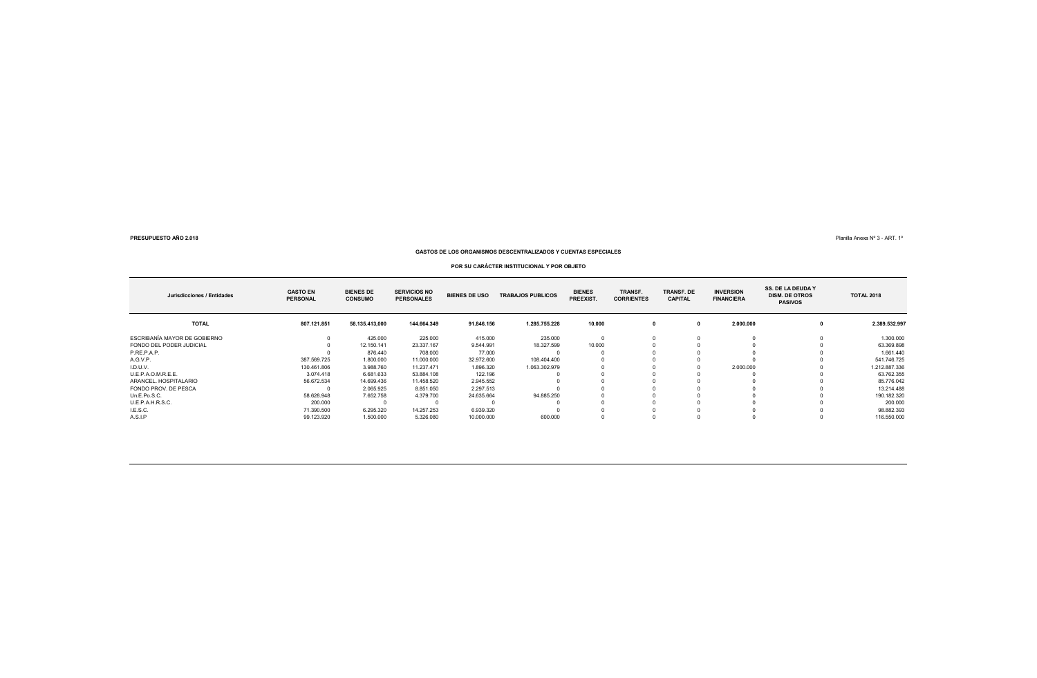**PRESUPUESTO AÑO 2.018**

Planilla Anexa Nº 3 - ART. 1º

## GASTOS DE LOS ORGANISMOS DESCENTRALIZADOS Y CUENTAS ESPECIALES

### POR SU CARÁCTER INSTITUCIONAL Y POR OBJETO

| Jurisdicciones / Entidades | GASTO EN PERSONAL | BIENES DE CONSUMO | SERVICIOS NO PERSONALES | BIENES DE USO | TRABAJOS PUBLICOS | BIENES PREEXIST. | TRANSF. CORRIENTES | TRANSF. DE CAPITAL | INVERSION FINANCIERA | SS. DE LA DEUDA Y DISM. DE OTROS PASIVOS | TOTAL 2018 |
|---|---|---|---|---|---|---|---|---|---|---|---|
| **TOTAL** | **807.121.851** | **58.135.413,000** | **144.664.349** | **91.846.156** | **1.285.755.228** | **10.000** | **0** | **0** | **2.000.000** | **0** | **2.389.532.997** |
| ESCRIBANÍA MAYOR DE GOBIERNO | 0 | 425.000 | 225.000 | 415.000 | 235.000 | 0 | 0 | 0 | 0 | 0 | 1.300.000 |
| FONDO DEL PODER JUDICIAL | 0 | 12.150.141 | 23.337.167 | 9.544.991 | 18.327.599 | 10.000 | 0 | 0 | 0 | 0 | 63.369.898 |
| P.RE.P.A.P. | 0 | 876.440 | 708.000 | 77.000 | 0 | 0 | 0 | 0 | 0 | 0 | 1.661.440 |
| A.G.V.P. | 387.569.725 | 1.800.000 | 11.000.000 | 32.972.600 | 108.404.400 | 0 | 0 | 0 | 0 | 0 | 541.746.725 |
| I.D.U.V. | 130.461.806 | 3.988.760 | 11.237.471 | 1.896.320 | 1.063.302.979 | 0 | 0 | 0 | 2.000.000 | 0 | 1.212.887.336 |
| U.E.P.A.O.M.R.E.E. | 3.074.418 | 6.681.633 | 53.884.108 | 122.196 | 0 | 0 | 0 | 0 | 0 | 0 | 63.762.355 |
| ARANCEL. HOSPITALARIO | 56.672.534 | 14.699.436 | 11.458.520 | 2.945.552 | 0 | 0 | 0 | 0 | 0 | 0 | 85.776.042 |
| FONDO PROV. DE PESCA | 0 | 2.065.925 | 8.851.050 | 2.297.513 | 0 | 0 | 0 | 0 | 0 | 0 | 13.214.488 |
| Un.E.Po.S.C. | 58.628.948 | 7.652.758 | 4.379.700 | 24.635.664 | 94.885.250 | 0 | 0 | 0 | 0 | 0 | 190.182.320 |
| U.E.P.A.H.R.S.C. | 200.000 | 0 | 0 | 0 | 0 | 0 | 0 | 0 | 0 | 0 | 200.000 |
| I.E.S.C. | 71.390.500 | 6.295.320 | 14.257.253 | 6.939.320 | 0 | 0 | 0 | 0 | 0 | 0 | 98.882.393 |
| A.S.I.P | 99.123.920 | 1.500.000 | 5.326.080 | 10.000.000 | 600.000 | 0 | 0 | 0 | 0 | 0 | 116.550.000 |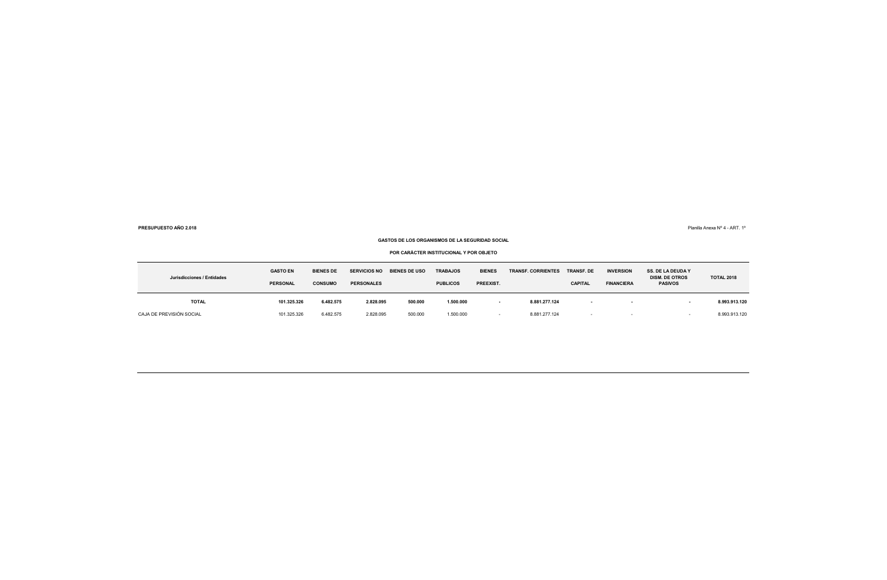**PRESUPUESTO AÑO 2.018**

Planilla Anexa Nº 4 - ART. 1º

**GASTOS DE LOS ORGANISMOS DE LA SEGURIDAD SOCIAL**

**POR CARÁCTER INSTITUCIONAL Y POR OBJETO**

| Jurisdicciones / Entidades | GASTO EN PERSONAL | BIENES DE CONSUMO | SERVICIOS NO PERSONALES | BIENES DE USO | TRABAJOS PUBLICOS | BIENES PREEXIST. | TRANSF. CORRIENTES | TRANSF. DE CAPITAL | INVERSION FINANCIERA | SS. DE LA DEUDA Y DISM. DE OTROS PASIVOS | TOTAL 2018 |
|---|---|---|---|---|---|---|---|---|---|---|---|
| **TOTAL** | **101.325.326** | **6.482.575** | **2.828.095** | **500.000** | **1.500.000** | **-** | **8.881.277.124** | **-** | **-** | **-** | **8.993.913.120** |
| CAJA DE PREVISIÓN SOCIAL | 101.325.326 | 6.482.575 | 2.828.095 | 500.000 | 1.500.000 | - | 8.881.277.124 | - | - | - | 8.993.913.120 |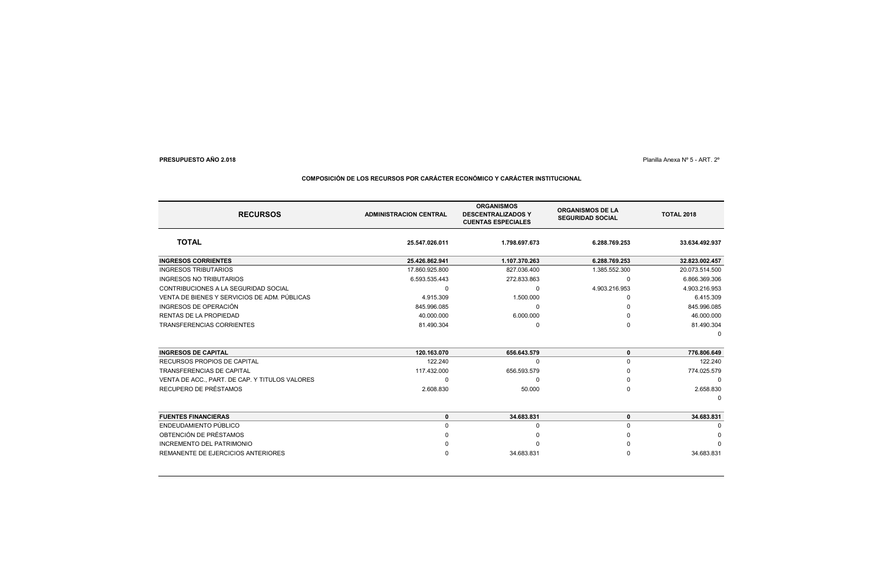**PRESUPUESTO AÑO 2.018**

Planilla Anexa Nº 5 - ART. 2º

**COMPOSICIÓN DE LOS RECURSOS POR CARÁCTER ECONÓMICO Y CARÁCTER INSTITUCIONAL**

| RECURSOS | ADMINISTRACION CENTRAL | ORGANISMOS DESCENTRALIZADOS Y CUENTAS ESPECIALES | ORGANISMOS DE LA SEGURIDAD SOCIAL | TOTAL 2018 |
|---|---|---|---|---|
| **TOTAL** | **25.547.026.011** | **1.798.697.673** | **6.288.769.253** | **33.634.492.937** |
| **INGRESOS CORRIENTES** | **25.426.862.941** | **1.107.370.263** | **6.288.769.253** | **32.823.002.457** |
| INGRESOS TRIBUTARIOS | 17.860.925.800 | 827.036.400 | 1.385.552.300 | 20.073.514.500 |
| INGRESOS NO TRIBUTARIOS | 6.593.535.443 | 272.833.863 | 0 | 6.866.369.306 |
| CONTRIBUCIONES A LA SEGURIDAD SOCIAL | 0 | 0 | 4.903.216.953 | 4.903.216.953 |
| VENTA DE BIENES Y SERVICIOS DE ADM. PÚBLICAS | 4.915.309 | 1.500.000 | 0 | 6.415.309 |
| INGRESOS DE OPERACIÓN | 845.996.085 | 0 | 0 | 845.996.085 |
| RENTAS DE LA PROPIEDAD | 40.000.000 | 6.000.000 | 0 | 46.000.000 |
| TRANSFERENCIAS CORRIENTES | 81.490.304 | 0 | 0 | 81.490.304 |
| | | | | 0 |
| **INGRESOS DE CAPITAL** | **120.163.070** | **656.643.579** | **0** | **776.806.649** |
| RECURSOS PROPIOS DE CAPITAL | 122.240 | 0 | 0 | 122.240 |
| TRANSFERENCIAS DE CAPITAL | 117.432.000 | 656.593.579 | 0 | 774.025.579 |
| VENTA DE ACC., PART. DE CAP. Y TITULOS VALORES | 0 | 0 | 0 | 0 |
| RECUPERO DE PRÉSTAMOS | 2.608.830 | 50.000 | 0 | 2.658.830 |
| | | | | 0 |
| **FUENTES FINANCIERAS** | **0** | **34.683.831** | **0** | **34.683.831** |
| ENDEUDAMIENTO PÚBLICO | 0 | 0 | 0 | 0 |
| OBTENCIÓN DE PRÉSTAMOS | 0 | 0 | 0 | 0 |
| INCREMENTO DEL PATRIMONIO | 0 | 0 | 0 | 0 |
| REMANENTE DE EJERCICIOS ANTERIORES | 0 | 34.683.831 | 0 | 34.683.831 |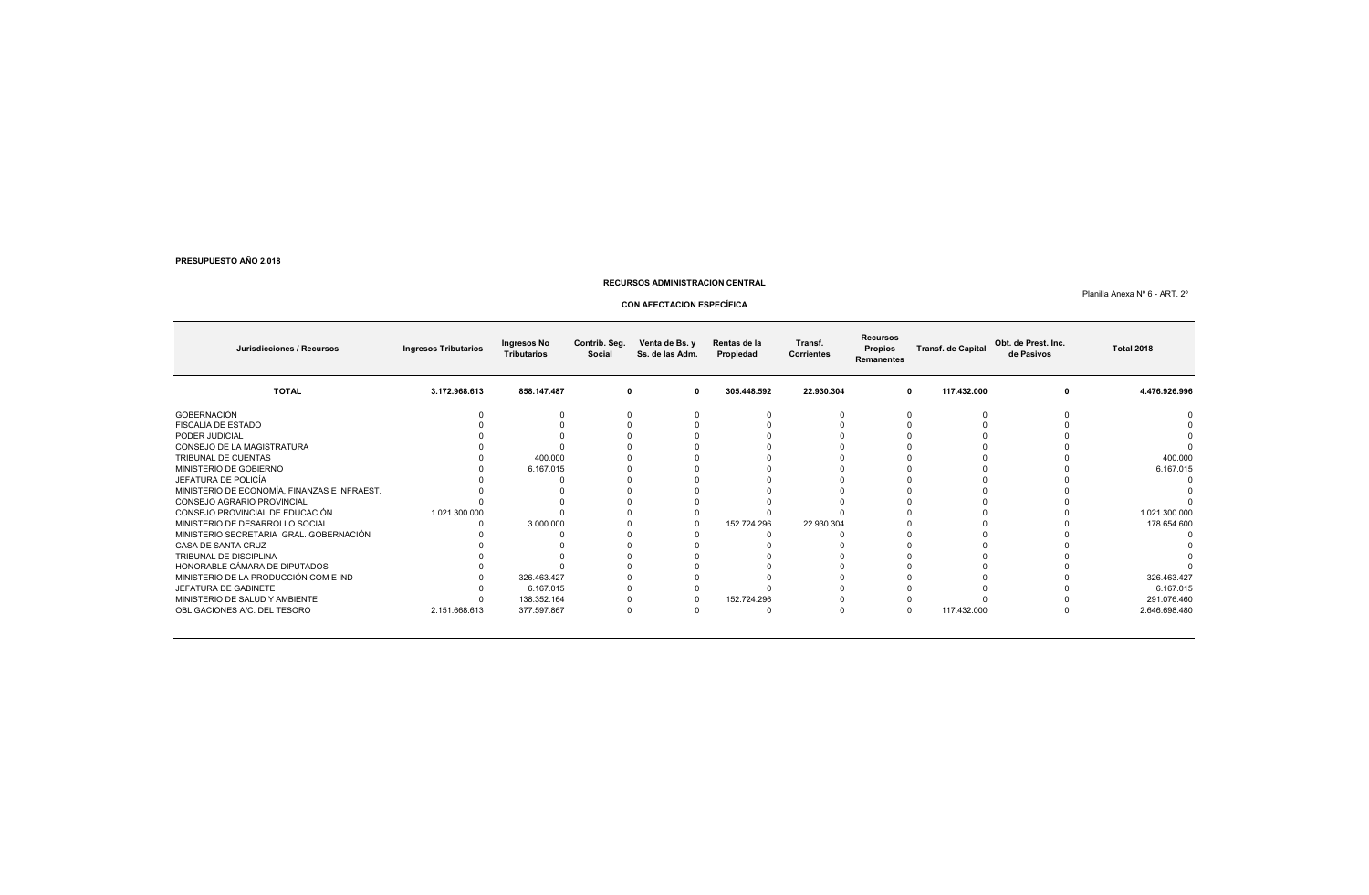**PRESUPUESTO AÑO 2.018**

**RECURSOS ADMINISTRACION CENTRAL**

**CON AFECTACION ESPECÍFICA**

Planilla Anexa Nº 6 - ART. 2º

| Jurisdicciones / Recursos | Ingresos Tributarios | Ingresos No Tributarios | Contrib. Seg. Social | Venta de Bs. y Ss. de las Adm. | Rentas de la Propiedad | Transf. Corrientes | Recursos Propios Remanentes | Transf. de Capital | Obt. de Prest. Inc. de Pasivos | Total 2018 |
|---|---|---|---|---|---|---|---|---|---|---|
| **TOTAL** | **3.172.968.613** | **858.147.487** | **0** | **0** | **305.448.592** | **22.930.304** | **0** | **117.432.000** | **0** | **4.476.926.996** |
| GOBERNACIÓN | 0 | 0 | 0 | 0 | 0 | 0 | 0 | 0 | 0 | 0 |
| FISCALÍA DE ESTADO | 0 | 0 | 0 | 0 | 0 | 0 | 0 | 0 | 0 | 0 |
| PODER JUDICIAL | 0 | 0 | 0 | 0 | 0 | 0 | 0 | 0 | 0 | 0 |
| CONSEJO DE LA MAGISTRATURA | 0 | 0 | 0 | 0 | 0 | 0 | 0 | 0 | 0 | 0 |
| TRIBUNAL DE CUENTAS | 0 | 400.000 | 0 | 0 | 0 | 0 | 0 | 0 | 0 | 400.000 |
| MINISTERIO DE GOBIERNO | 0 | 6.167.015 | 0 | 0 | 0 | 0 | 0 | 0 | 0 | 6.167.015 |
| JEFATURA DE POLICÍA | 0 | 0 | 0 | 0 | 0 | 0 | 0 | 0 | 0 | 0 |
| MINISTERIO DE ECONOMÍA, FINANZAS E INFRAEST. | 0 | 0 | 0 | 0 | 0 | 0 | 0 | 0 | 0 | 0 |
| CONSEJO AGRARIO PROVINCIAL | 0 | 0 | 0 | 0 | 0 | 0 | 0 | 0 | 0 | 0 |
| CONSEJO PROVINCIAL DE EDUCACIÓN | 1.021.300.000 | 0 | 0 | 0 | 0 | 0 | 0 | 0 | 0 | 1.021.300.000 |
| MINISTERIO DE DESARROLLO SOCIAL | 0 | 3.000.000 | 0 | 0 | 152.724.296 | 22.930.304 | 0 | 0 | 0 | 178.654.600 |
| MINISTERIO SECRETARIA GRAL. GOBERNACIÓN | 0 | 0 | 0 | 0 | 0 | 0 | 0 | 0 | 0 | 0 |
| CASA DE SANTA CRUZ | 0 | 0 | 0 | 0 | 0 | 0 | 0 | 0 | 0 | 0 |
| TRIBUNAL DE DISCIPLINA | 0 | 0 | 0 | 0 | 0 | 0 | 0 | 0 | 0 | 0 |
| HONORABLE CÁMARA DE DIPUTADOS | 0 | 0 | 0 | 0 | 0 | 0 | 0 | 0 | 0 | 0 |
| MINISTERIO DE LA PRODUCCIÓN COM E IND | 0 | 326.463.427 | 0 | 0 | 0 | 0 | 0 | 0 | 0 | 326.463.427 |
| JEFATURA DE GABINETE | 0 | 6.167.015 | 0 | 0 | 0 | 0 | 0 | 0 | 0 | 6.167.015 |
| MINISTERIO DE SALUD Y AMBIENTE | 0 | 138.352.164 | 0 | 0 | 152.724.296 | 0 | 0 | 0 | 0 | 291.076.460 |
| OBLIGACIONES A/C. DEL TESORO | 2.151.668.613 | 377.597.867 | 0 | 0 | 0 | 0 | 0 | 117.432.000 | 0 | 2.646.698.480 |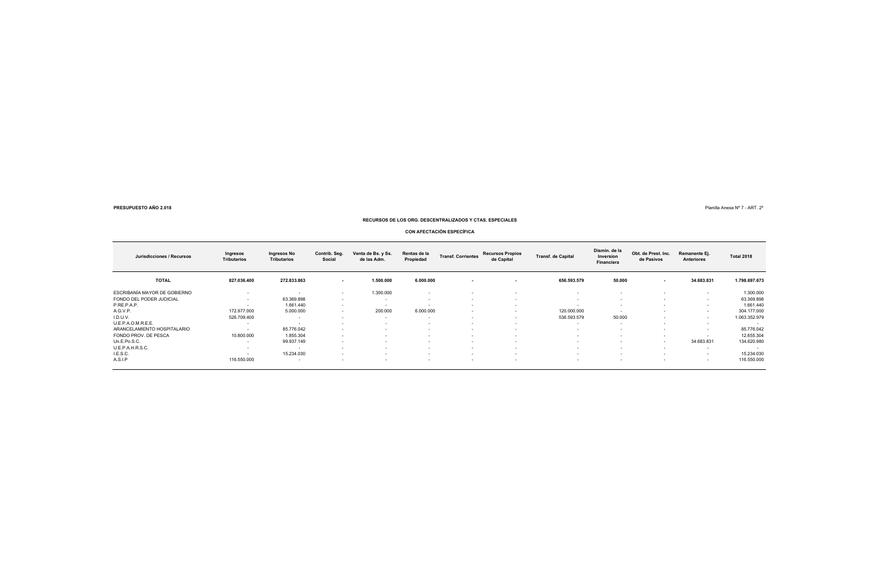**PRESUPUESTO AÑO 2.018**

Planilla Anexa Nº 7 - ART. 2º

## RECURSOS DE LOS ORG. DESCENTRALIZADOS Y CTAS. ESPECIALES

### CON AFECTACIÓN ESPECÍFICA

| Jurisdicciones / Recursos | Ingresos Tributarios | Ingresos No Tributarios | Contrib. Seg. Social | Venta de Bs. y Ss. de las Adm. | Rentas de la Propiedad | Transf. Corrientes | Recursos Propios de Capital | Transf. de Capital | Dismin. de la Inversion Financiera | Obt. de Prest. Inc. de Pasivos | Remanente Ej. Anteriores | Total 2018 |
|---|---|---|---|---|---|---|---|---|---|---|---|---|
| **TOTAL** | **827.036.400** | **272.833.863** | **-** | **1.500.000** | **6.000.000** | **-** | **-** | **656.593.579** | **50.000** | **-** | **34.683.831** | **1.798.697.673** |
| ESCRIBANÍA MAYOR DE GOBIERNO | - | - | - | 1.300.000 | - | - | - | - | - | - | - | 1.300.000 |
| FONDO DEL PODER JUDICIAL | - | 63.369.898 | - | - | - | - | - | - | - | - | - | 63.369.898 |
| P.RE.P.A.P. | - | 1.661.440 | - | - | - | - | - | - | - | - | - | 1.661.440 |
| A.G.V.P. | 172.977.000 | 5.000.000 | - | 200.000 | 6.000.000 | - | - | 120.000.000 | - | - | - | 304.177.000 |
| I.D.U.V. | 526.709.400 | - | - | - | - | - | - | 536.593.579 | 50.000 | - | - | 1.063.352.979 |
| U.E.P.A.O.M.R.E.E. | - | - | - | - | - | - | - | - | - | - | - | - |
| ARANCELAMIENTO HOSPITALARIO | - | 85.776.042 | - | - | - | - | - | - | - | - | - | 85.776.042 |
| FONDO PROV. DE PESCA | 10.800.000 | 1.855.304 | - | - | - | - | - | - | - | - | - | 12.655.304 |
| Un.E.Po.S.C. | - | 99.937.149 | - | - | - | - | - | - | - | - | 34.683.831 | 134.620.980 |
| U.E.P.A.H.R.S.C. | - | - | - | - | - | - | - | - | - | - | - | - |
| I.E.S.C. | - | 15.234.030 | - | - | - | - | - | - | - | - | - | 15.234.030 |
| A.S.I.P | 116.550.000 | - | - | - | - | - | - | - | - | - | - | 116.550.000 |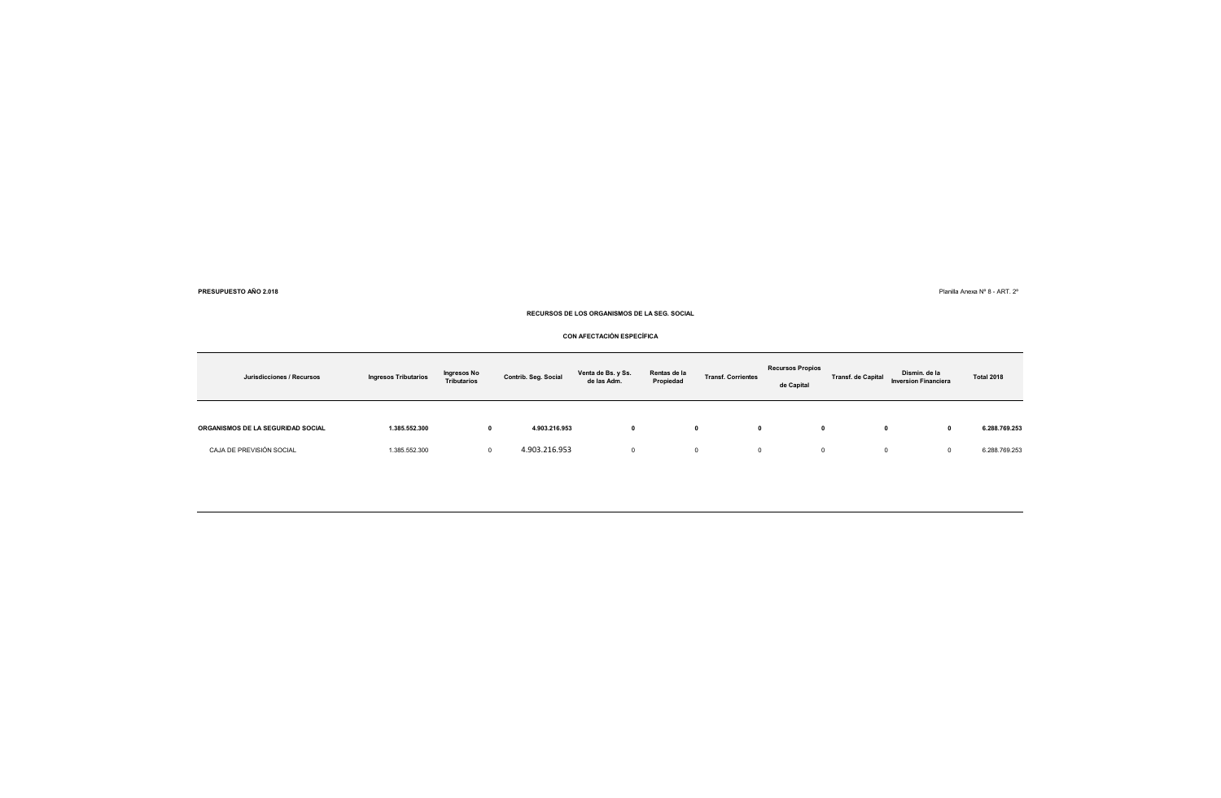**PRESUPUESTO AÑO 2.018**

Planilla Anexa Nº 8 - ART. 2º

**RECURSOS DE LOS ORGANISMOS DE LA SEG. SOCIAL**

**CON AFECTACIÓN ESPECÍFICA**

| Jurisdicciones / Recursos | Ingresos Tributarios | Ingresos No Tributarios | Contrib. Seg. Social | Venta de Bs. y Ss. de las Adm. | Rentas de la Propiedad | Transf. Corrientes | Recursos Propios de Capital | Transf. de Capital | Dismin. de la Inversion Financiera | Total 2018 |
|---|---|---|---|---|---|---|---|---|---|---|
| **ORGANISMOS DE LA SEGURIDAD SOCIAL** | **1.385.552.300** | **0** | **4.903.216.953** | **0** | **0** | **0** | **0** | **0** | **0** | **6.288.769.253** |
| CAJA DE PREVISIÓN SOCIAL | 1.385.552.300 | 0 | 4.903.216.953 | 0 | 0 | 0 | 0 | 0 | 0 | 6.288.769.253 |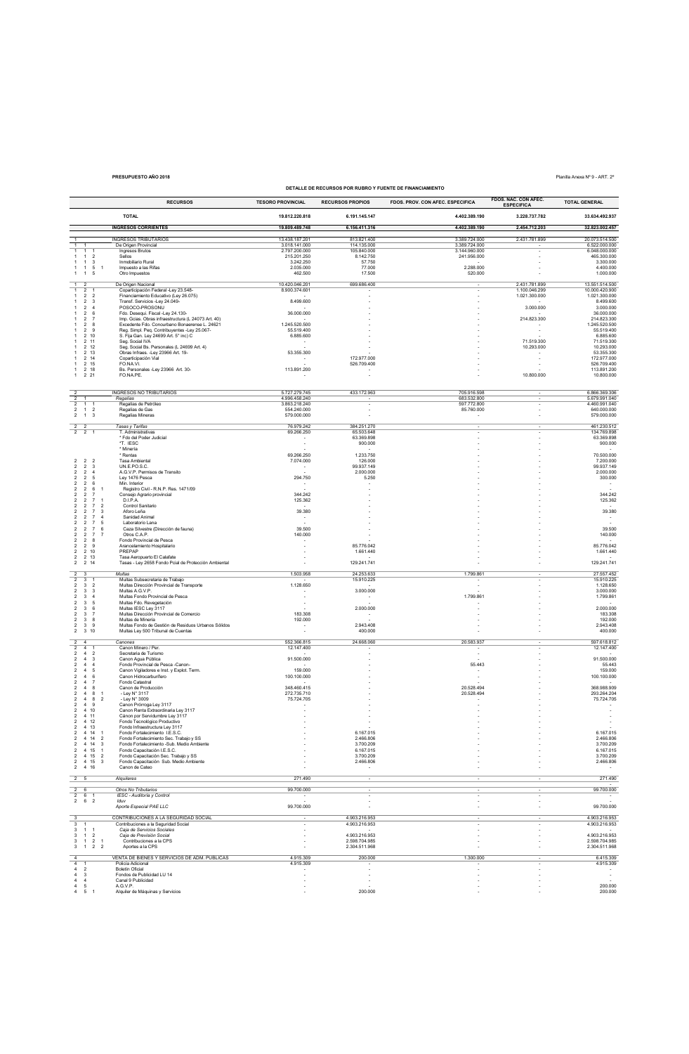**PRESUPUESTO AÑO 2018**

Planilla Anexa Nº 9 - ART. 2º

**DETALLE DE RECURSOS POR RUBRO Y FUENTE DE FINANCIAMIENTO**

| | | | | RECURSOS | TESORO PROVINCIAL | RECURSOS PROPIOS | FDOS. PROV. CON AFEC. ESPECIFICA | FDOS. NAC. CON AFEC. ESPECIFICA | TOTAL GENERAL |
|---|---|---|---|---|---|---|---|---|---|
| | | | | **TOTAL** | **19.812.220.818** | **6.191.145.147** | **4.402.389.190** | **3.228.737.782** | **33.634.492.937** |
| | | | | **INGRESOS CORRIENTES** | **19.809.489.748** | **6.156.411.316** | **4.402.389.190** | **2.454.712.203** | **32.823.002.457** |
| 1 | | | | INGRESOS TRIBUTARIOS | 13.438.187.201 | 813.821.400 | 3.389.724.000 | 2.431.781.899 | 20.073.514.500 |
| 1 | 1 | | | De Origen Provincial | 3.018.141.000 | 114.135.000 | 3.389.724.000 | - | 6.522.000.000 |
| 1 | 1 | 1 | | Ingresos Brutos | 2.797.200.000 | 105.840.000 | 3.144.960.000 | - | 6.048.000.000 |
| 1 | 1 | 2 | | Sellos | 215.201.250 | 8.142.750 | 241.956.000 | - | 465.300.000 |
| 1 | 1 | 3 | | Inmobiliario Rural | 3.242.250 | 57.750 | - | - | 3.300.000 |
| 1 | 1 | 5 | 1 | Impuesto a las Rifas | 2.035.000 | 77.000 | 2.288.000 | - | 4.400.000 |
| 1 | 1 | 5 | | Otro Impuestos | 462.500 | 17.500 | 520.000 | - | 1.000.000 |
| 1 | 2 | | | De Origen Nacional | 10.420.046.201 | 699.686.400 | - | 2.431.781.899 | 13.551.514.500 |
| 1 | 2 | 1 | | Coparticipación Federal -Ley 23.548- | 8.900.374.601 | - | - | 1.100.046.299 | 10.000.420.900 |
| 1 | 2 | 2 | | Financiamiento Educativo (Ley 26.075) | - | - | - | 1.021.300.000 | 1.021.300.000 |
| 1 | 2 | 3 | | Transf. Servicios -Ley 24.049- | 8.499.600 | - | - | - | 8.499.600 |
| 1 | 2 | 4 | | POSOCO-PROSONU | - | - | - | 3.000.000 | 3.000.000 |
| 1 | 2 | 6 | | Fdo. Desequi. Fiscal -Ley 24.130- | 36.000.000 | - | - | - | 36.000.000 |
| 1 | 2 | 7 | | Imp. Ocias. Obras infraestructura (L 24073 Art. 40) | - | - | - | 214.823.300 | 214.823.300 |
| 1 | 2 | 8 | | Excedente Fdo. Conourbano Bonaerense L. 24621 | 1.245.520.500 | - | - | - | 1.245.520.500 |
| 1 | 2 | 9 | | Reg. Simpl. Peq. Contribuyentes -Ley 25.067- | 55.519.400 | - | - | - | 55.519.400 |
| 1 | 2 | 10 | | S. Fija Gan. Ley 24699 Art. 5° inc) C | 6.885.600 | - | - | - | 6.885.600 |
| 1 | 2 | 11 | | Seg. Social IVA | - | - | - | 71.519.300 | 71.519.300 |
| 1 | 2 | 12 | | Seg. Social Bs. Personales (L 24699 Art. 4) | - | - | - | 10.293.000 | 10.293.000 |
| 1 | 2 | 13 | | Obras Infraes. -Ley 23966 Art. 19- | 53.355.300 | - | - | - | 53.355.300 |
| 1 | 2 | 14 | | Coparticipación Vial | - | 172.977.000 | - | - | 172.977.000 |
| 1 | 2 | 15 | | FO.NA.VI. | - | 526.709.400 | - | - | 526.709.400 |
| 1 | 2 | 18 | | Bs. Personales -Ley 23966 Art. 30- | 113.891.200 | - | - | - | 113.891.200 |
| 1 | 2 | 21 | | FO.NA.PE. | - | - | - | 10.800.000 | 10.800.000 |
| 2 | | | | INGRESOS NO TRIBUTARIOS | 5.727.279.745 | 433.172.963 | 705.916.598 | - | 6.866.369.306 |
| 2 | 1 | | | *Regalías* | 4.996.458.240 | - | 683.532.800 | - | 5.679.991.040 |
| 2 | 1 | 1 | | Regalías de Petróleo | 3.863.218.240 | - | 597.772.800 | - | 4.460.991.040 |
| 2 | 1 | 2 | | Regalías de Gas | 554.240.000 | - | 85.760.000 | - | 640.000.000 |
| 2 | 1 | 3 | | Regalías Mineras | 579.000.000 | - | - | - | 579.000.000 |
| 2 | 2 | | | *Tasas y Tarifas* | 76.979.242 | 384.251.270 | - | - | 461.230.512 |
| 2 | 2 | 1 | | T. Administrativas | 69.266.250 | 65.503.648 | - | - | 134.769.898 |
| | | | | * Fdo del Poder Judicial | - | 63.369.898 | - | - | 63.369.898 |
| | | | | *T. IESC | - | 900.000 | - | - | 900.000 |
| | | | | * Mineria | - | - | - | - | - |
| | | | | * Rentas | 69.266.250 | 1.233.750 | - | - | 70.500.000 |
| 2 | 2 | 2 | | Tasa Ambiental | 7.074.000 | 126.000 | - | - | 7.200.000 |
| 2 | 2 | 3 | | UN.E.PO.S.C. | - | 99.937.149 | - | - | 99.937.149 |
| 2 | 2 | 4 | | A.G.V.P. Permisos de Transito | - | 2.000.000 | - | - | 2.000.000 |
| 2 | 2 | 5 | | Ley 1476 Pesca | 294.750 | 5.250 | - | - | 300.000 |
| 2 | 2 | 6 | | Min. Interior | - | - | - | - | - |
| 2 | 2 | 6 | 1 | Registro Civil - R.N.P. Res. 1471/09 | - | - | - | - | - |
| 2 | 2 | 7 | | Consejo Agrario provincial | 344.242 | - | - | - | 344.242 |
| 2 | 2 | 7 | 1 | D.I.P.A. | 125.362 | - | - | - | 125.362 |
| 2 | 2 | 7 | 2 | Control Sanitario | - | - | - | - | - |
| 2 | 2 | 7 | 3 | Aforo Leña | 39.380 | - | - | - | 39.380 |
| 2 | 2 | 7 | 4 | Sanidad Animal | - | - | - | - | - |
| 2 | 2 | 7 | 5 | Laboratorio Lana | - | - | - | - | - |
| 2 | 2 | 7 | 6 | Caza Silvestre (Dirección de fauna) | 39.500 | - | - | - | 39.500 |
| 2 | 2 | 7 | 7 | Otros C.A.P. | 140.000 | - | - | - | 140.000 |
| 2 | 2 | 8 | | Fondo Provincial de Pesca | - | - | - | - | - |
| 2 | 2 | 9 | | Arancelamiento Hospitalario | - | 85.776.042 | - | - | 85.776.042 |
| 2 | 2 | 10 | | PREPAP | - | 1.661.440 | - | - | 1.661.440 |
| 2 | 2 | 13 | | Tasa Aeropuerto El Calafate | - | - | - | - | - |
| 2 | 2 | 14 | | Tasas - Ley 2658 Fondo Pcial de Protección Ambiental | - | 129.241.741 | - | - | 129.241.741 |
| 2 | 3 | | | *Multas* | 1.503.058 | 24.253.633 | 1.799.861 | - | 27.557.452 |
| 2 | 3 | 1 | | Multas Subsecretaria de Trabajo | - | 15.910.225 | - | - | 15.910.225 |
| 2 | 3 | 2 | | Multas Dirección Provincial de Transporte | 1.128.650 | - | - | - | 1.128.650 |
| 2 | 3 | 3 | | Multas A.G.V.P. | - | 3.000.000 | - | - | 3.000.000 |
| 2 | 3 | 4 | | Multas Fondo Provincial de Pesca | - | - | 1.799.861 | - | 1.799.861 |
| 2 | 3 | 5 | | Multas Fdo. Revegetación | - | - | - | - | - |
| 2 | 3 | 6 | | Multas IESC Ley 3117 | - | 2.000.000 | - | - | 2.000.000 |
| 2 | 3 | 7 | | Multas Dirección Provincial de Comercio | 183.308 | - | - | - | 183.308 |
| 2 | 3 | 8 | | Multas de Mineria | 192.000 | - | - | - | 192.000 |
| 2 | 3 | 9 | | Multas Fondo de Gestión de Residuos Urbanos Sólidos | - | 2.943.408 | - | - | 2.943.408 |
| 2 | 3 | 10 | | Multas Ley 500 Tribunal de Cuentas | - | 400.000 | - | - | 400.000 |
| 2 | 4 | | | *Canones* | 552.366.815 | 24.668.060 | 20.583.937 | - | 597.618.812 |
| 2 | 4 | 1 | | Canon Minero / Per. | 12.147.400 | - | - | - | 12.147.400 |
| 2 | 4 | 2 | | Secretaría de Turismo | - | - | - | - | - |
| 2 | 4 | 3 | | Canon Agua Pública | 91.500.000 | - | - | - | 91.500.000 |
| 2 | 4 | 4 | | Fondo Provincial de Pesca -Canon- | - | - | 55.443 | - | 55.443 |
| 2 | 4 | 5 | | Canon Vigiladores e Inst. y Explot. Term. | 159.000 | - | - | - | 159.000 |
| 2 | 4 | 6 | | Canon Hidrocarburífero | 100.100.000 | - | - | - | 100.100.000 |
| 2 | 4 | 7 | | Fondo Catastral | - | - | - | - | - |
| 2 | 4 | 8 | | Canon de Producción | 348.460.415 | - | 20.528.494 | - | 368.988.909 |
| 2 | 4 | 8 | 1 | - Ley N° 3117 | 272.735.710 | - | 20.528.494 | - | 293.264.204 |
| 2 | 4 | 8 | 2 | - Ley N° 3009 | 75.724.705 | - | - | - | 75.724.705 |
| 2 | 4 | 9 | | Canon Prórroga Ley 3117 | - | - | - | - | - |
| 2 | 4 | 10 | | Canon Renta Extraordinaria Ley 3117 | - | - | - | - | - |
| 2 | 4 | 11 | | Cánon por Servidumbre Ley 3117 | - | - | - | - | - |
| 2 | 4 | 12 | | Fondo Tecnológico Productivo | - | - | - | - | - |
| 2 | 4 | 13 | | Fondo Infraestructura Ley 3117 | - | - | - | - | - |
| 2 | 4 | 14 | 1 | Fondo Fortalecimiento I.E.S.C. | - | 6.167.015 | - | - | 6.167.015 |
| 2 | 4 | 14 | 2 | Fondo Fortalecimiento Sec. Trabajo y SS | - | 2.466.806 | - | - | 2.466.806 |
| 2 | 4 | 14 | 3 | Fondo Fortalecimiento -Sub. Medio Ambiente | - | 3.700.209 | - | - | 3.700.209 |
| 2 | 4 | 15 | 1 | Fondo Capacitación I.E.S.C. | - | 6.167.015 | - | - | 6.167.015 |
| 2 | 4 | 15 | 2 | Fondo Capacitación Sec. Trabajo y SS | - | 3.700.209 | - | - | 3.700.209 |
| 2 | 4 | 15 | 3 | Fondo Capacitación Sub. Medio Ambiente | - | 2.466.806 | - | - | 2.466.806 |
| 2 | 4 | 16 | | Canon de Cateo | - | - | - | - | - |
| 2 | 5 | | | *Alquileres* | 271.490 | - | - | - | 271.490 |
| 2 | 6 | | | *Otros No Tributarios* | 99.700.000 | - | - | - | 99.700.000 |
| 2 | 6 | 1 | | *IESC - Auditoria y Control* | - | - | - | - | - |
| 2 | 6 | 2 | | *Iduv* | - | - | - | - | - |
| | | | | *Aporte Especial PAE LLC* | 99.700.000 | | | | 99.700.000 |
| 3 | | | | CONTRIBUCIONES A LA SEGURIDAD SOCIAL | - | 4.903.216.953 | - | - | 4.903.216.953 |
| 3 | 1 | | | Contribuciones a la Seguridad Social | - | 4.903.216.953 | - | - | 4.903.216.953 |
| 3 | 1 | 1 | | *Caja de Servicios Sociales* | - | - | - | - | - |
| 3 | 1 | 2 | | *Caja de Previsión Social* | - | 4.903.216.953 | - | - | 4.903.216.953 |
| 3 | 1 | 2 | 1 | Contribuciones a la CPS | - | 2.598.704.985 | - | - | 2.598.704.985 |
| 3 | 1 | 2 | 2 | Aportes a la CPS | - | 2.304.511.968 | - | - | 2.304.511.968 |
| 4 | | | | VENTA DE BIENES Y SERVICIOS DE ADM. PUBLICAS | 4.915.309 | 200.000 | 1.300.000 | - | 6.415.309 |
| 4 | 1 | | | Policia Adicional | 4.915.309 | - | - | - | 4.915.309 |
| 4 | 2 | | | Boletín Oficial | - | - | - | - | - |
| 4 | 3 | | | Fondos de Publicidad LU 14 | - | - | - | - | - |
| 4 | 4 | | | Canal 9 Publicidad | - | - | - | - | - |
| 4 | 5 | | | A.G.V.P. | - | 200.000 | - | - | 200.000 |
| 4 | 5 | 1 | | Alquiler de Máquinas y Servicios | - | 200.000 | - | - | 200.000 |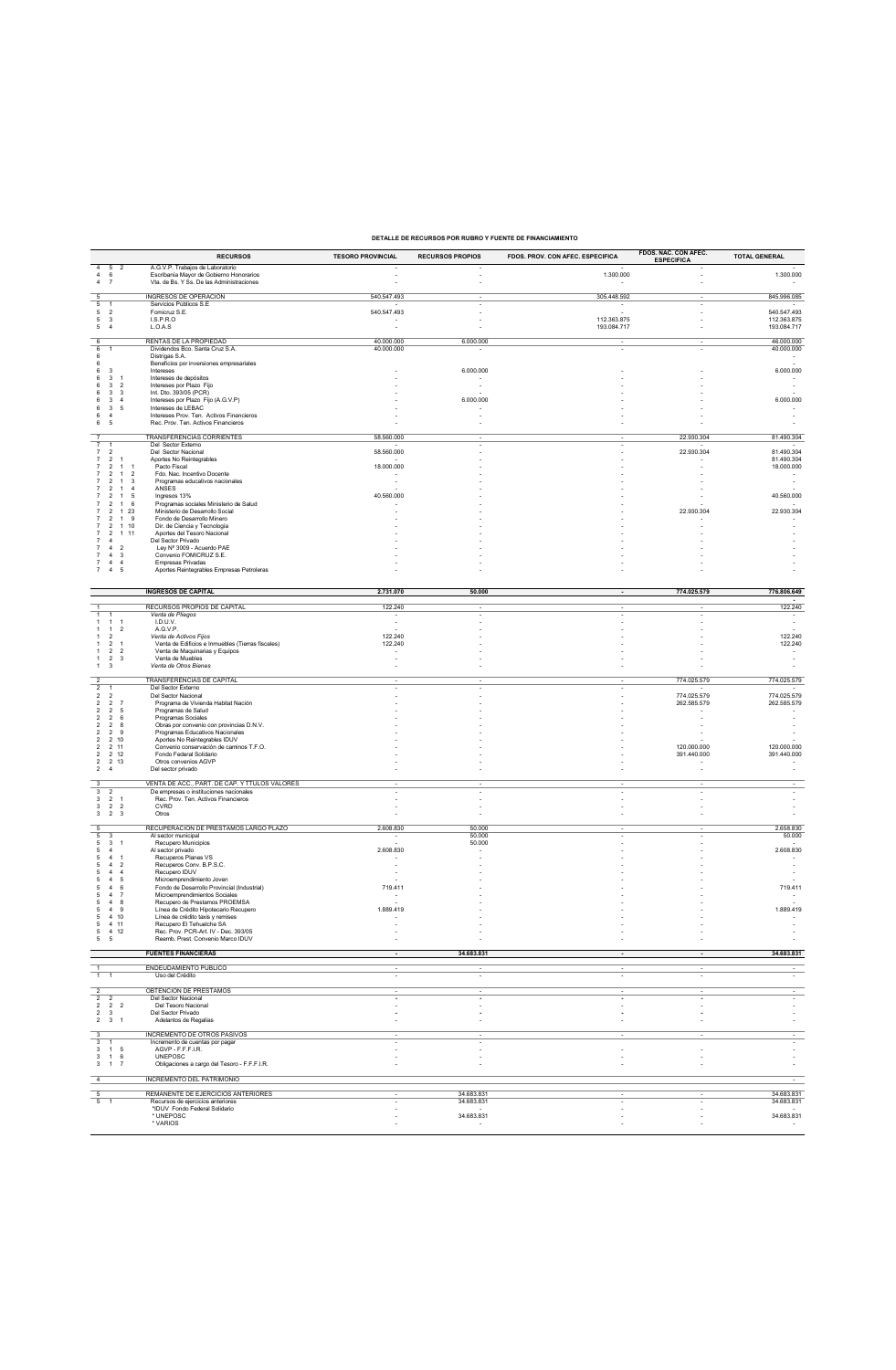**DETALLE DE RECURSOS POR RUBRO Y FUENTE DE FINANCIAMIENTO**

| | RECURSOS | TESORO PROVINCIAL | RECURSOS PROPIOS | FDOS. PROV. CON AFEC. ESPECIFICA | FDOS. NAC. CON AFEC. ESPECIFICA | TOTAL GENERAL |
|---|---|---|---|---|---|---|
| 4 5 2 | A.G.V.P. Trabajos de Laboratorio | - | - | - | - | - |
| 4 6 | Escribanía Mayor de Gobierno Honorarios | - | - | 1.300.000 | - | 1.300.000 |
| 4 7 | Vta. de Bs. Y Ss. De las Administraciones | - | - | - | - | - |
| 5 | INGRESOS DE OPERACIÓN | 540.547.493 | - | 305.448.592 | - | 845.996.085 |
| 5 1 | Servicios Públicos S.E | - | - | - | - | - |
| 5 2 | Fomicruz S.E. | 540.547.493 | - | - | - | 540.547.493 |
| 5 3 | I.S.P.R.O | - | - | 112.363.875 | - | 112.363.875 |
| 5 4 | L.O.A.S | - | - | 193.084.717 | - | 193.084.717 |
| 6 | RENTAS DE LA PROPIEDAD | 40.000.000 | 6.000.000 | - | - | 46.000.000 |
| 6 1 | Dividendos Bco. Santa Cruz S.A. | 40.000.000 | - | - | - | 40.000.000 |
| 6 | Distrigas S.A. | | | | | - |
| 6 | Beneficios por inversiones empresariales | | | | | - |
| 6 3 | Intereses | - | 6.000.000 | - | - | 6.000.000 |
| 6 3 1 | Intereses de depósitos | - | - | - | - | - |
| 6 3 2 | Intereses por Plazo Fijo | - | - | - | - | - |
| 6 3 3 | Int. Dto. 393/05 (PCR) | - | - | - | - | - |
| 6 3 4 | Intereses por Plazo Fijo (A.G.V.P) | - | 6.000.000 | - | - | 6.000.000 |
| 6 3 5 | Intereses de LEBAC | - | - | - | - | - |
| 6 4 | Intereses Prov. Ten. Activos Financieros | - | - | - | - | - |
| 6 5 | Rec. Prov. Ten. Activos Financieros | - | - | - | - | - |
| 7 | TRANSFERENCIAS CORRIENTES | 58.560.000 | - | - | 22.930.304 | 81.490.304 |
| 7 1 | Del Sector Externo | - | - | - | - | - |
| 7 2 | Del Sector Nacional | 58.560.000 | - | - | 22.930.304 | 81.490.304 |
| 7 2 1 | Aportes No Reintegrables | | | | | 81.490.304 |
| 7 2 1 1 | Pacto Fiscal | 18.000.000 | - | - | - | 18.000.000 |
| 7 2 1 2 | Fdo. Nac. Incentivo Docente | - | - | - | - | - |
| 7 2 1 3 | Programas educativos nacionales | - | - | - | - | - |
| 7 2 1 4 | ANSES | - | - | - | - | - |
| 7 2 1 5 | Ingresos 13% | 40.560.000 | - | - | - | 40.560.000 |
| 7 2 1 6 | Programas sociales Ministerio de Salud | - | - | - | - | - |
| 7 2 1 23 | Ministerio de Desarrollo Social | - | - | - | 22.930.304 | 22.930.304 |
| 7 2 1 9 | Fondo de Desarrollo Minero | - | - | - | - | - |
| 7 2 1 10 | Dir. de Ciencia y Tecnología | - | - | - | - | - |
| 7 2 1 11 | Aportes del Tesoro Nacional | - | - | - | - | - |
| 7 4 | Del Sector Privado | - | - | - | - | - |
| 7 4 2 | Ley Nº 3009 - Acuerdo PAE | - | - | - | - | - |
| 7 4 3 | Convenio FOMICRUZ S.E. | - | - | - | - | - |
| 7 4 4 | Empresas Privadas | - | - | - | - | - |
| 7 4 5 | Aportes Reintegrables Empresas Petroleras | - | - | - | - | - |
| | **INGRESOS DE CAPITAL** | **2.731.070** | **50.000** | **-** | **774.025.579** | **776.806.649** |
| 1 | RECURSOS PROPIOS DE CAPITAL | 122.240 | - | - | - | 122.240 |
| 1 1 | *Venta de Pliegos* | - | - | - | - | - |
| 1 1 1 | I.D.U.V. | - | - | - | - | - |
| 1 1 2 | A.G.V.P. | - | - | - | - | - |
| 1 2 | *Venta de Activos Fijos* | 122.240 | - | - | - | 122.240 |
| 1 2 1 | Venta de Edificios e Inmuebles (Tierras fiscales) | 122.240 | - | - | - | 122.240 |
| 1 2 2 | Venta de Maquinarias y Equipos | - | - | - | - | - |
| 1 2 3 | Venta de Muebles | - | - | - | - | - |
| 1 3 | *Venta de Otros Bienes* | - | - | - | - | - |
| 2 | TRANSFERENCIAS DE CAPITAL | - | - | - | 774.025.579 | 774.025.579 |
| 2 1 | Del Sector Externo | - | - | - | - | - |
| 2 2 | Del Sector Nacional | - | - | - | 774.025.579 | 774.025.579 |
| 2 2 7 | Programa de Vivienda Habitat Nación | - | - | - | 262.585.579 | 262.585.579 |
| 2 2 5 | Programas de Salud | - | - | - | - | - |
| 2 2 6 | Programas Sociales | - | - | - | - | - |
| 2 2 8 | Obras por convenio con provincias D.N.V. | - | - | - | - | - |
| 2 2 9 | Programas Educativos Nacionales | - | - | - | - | - |
| 2 2 10 | Aportes No Reintegrables IDUV | - | - | - | - | - |
| 2 2 11 | Convenio conservación de caminos T.F.O. | - | - | - | 120.000.000 | 120.000.000 |
| 2 2 12 | Fondo Federal Solidario | - | - | - | 391.440.000 | 391.440.000 |
| 2 2 13 | Otros convenios AGVP | - | - | - | - | - |
| 2 4 | Del sector privado | - | - | - | - | - |
| 3 | VENTA DE ACC., PART. DE CAP. Y TTULOS VALORES | - | - | - | - | - |
| 3 2 | De empresas o instituciones nacionales | - | - | - | - | - |
| 3 2 1 | Rec. Prov. Ten. Activos Financieros | - | - | - | - | - |
| 3 2 2 | CVRD | - | - | - | - | - |
| 3 2 3 | Otros | - | - | - | - | - |
| 5 | RECUPERACION DE PRESTAMOS LARGO PLAZO | 2.608.830 | 50.000 | - | - | 2.658.830 |
| 5 3 | Al sector municipal | - | 50.000 | - | - | 50.000 |
| 5 3 1 | Recupero Municipios | - | 50.000 | - | - | - |
| 5 4 | Al sector privado | 2.608.830 | - | - | - | 2.608.830 |
| 5 4 1 | Recuperos Planes VS | - | - | - | - | - |
| 5 4 2 | Recuperos Conv. B.P.S.C. | - | - | - | - | - |
| 5 4 4 | Recupero IDUV | - | - | - | - | - |
| 5 4 5 | Microemprendimiento Joven | - | - | - | - | - |
| 5 4 6 | Fondo de Desarrollo Provincial (Industrial) | 719.411 | - | - | - | 719.411 |
| 5 4 7 | Microemprendimientos Sociales | - | - | - | - | - |
| 5 4 8 | Recupero de Prestamos PROEMSA | - | - | - | - | - |
| 5 4 9 | Línea de Crédito Hipotecario Recupero | 1.889.419 | - | - | - | 1.889.419 |
| 5 4 10 | Línea de crédito taxis y remises | - | - | - | - | - |
| 5 4 11 | Recupero El Tehuelche SA | - | - | - | - | - |
| 5 4 12 | Rec. Prov. PCR-Art. IV - Dec. 393/05 | - | - | - | - | - |
| 5 5 | Reemb. Prest. Convenio Marco IDUV | - | - | - | - | - |
| | **FUENTES FINANCIERAS** | **-** | **34.683.831** | **-** | **-** | **34.683.831** |
| 1 | ENDEUDAMIENTO PUBLICO | - | - | - | - | - |
| 1 1 | Uso del Crédito | - | - | - | - | - |
| 2 | OBTENCION DE PRESTAMOS | - | - | - | - | - |
| 2 2 | Del Sector Nacional | - | - | - | - | - |
| 2 2 2 | Del Tesoro Nacional | - | - | - | - | - |
| 2 3 | Del Sector Privado | - | - | - | - | - |
| 2 3 1 | Adelantos de Regalías | - | - | - | - | - |
| 3 | INCREMENTO DE OTROS PASIVOS | - | - | - | - | - |
| 3 1 | Incremento de cuentas por pagar | - | - | | | - |
| 3 1 5 | AGVP - F.F.F.I.R. | - | - | - | - | - |
| 3 1 6 | UNEPOSC | - | - | - | - | - |
| 3 1 7 | Obligaciones a cargo del Tesoro - F.F.F.I.R. | - | - | - | - | - |
| 4 | INCREMENTO DEL PATRIMONIO | | | | | - |
| 5 | REMANENTE DE EJERCICIOS ANTERIORES | - | 34.683.831 | - | - | 34.683.831 |
| 5 1 | Recursos de ejercicios anteriores | - | 34.683.831 | - | - | 34.683.831 |
| | *IDUV Fondo Federal Solidario | - | - | - | - | - |
| | * UNEPOSC | - | 34.683.831 | - | - | 34.683.831 |
| | * VARIOS | - | - | - | - | - |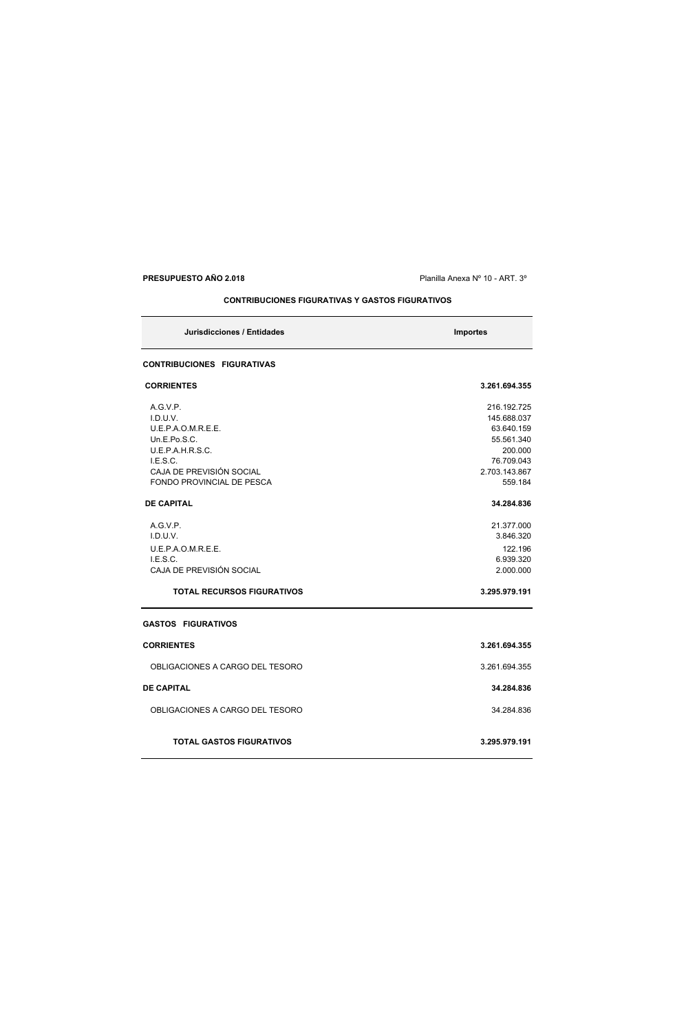**PRESUPUESTO AÑO 2.018**

Planilla Anexa Nº 10 - ART. 3º

**CONTRIBUCIONES FIGURATIVAS Y GASTOS FIGURATIVOS**

| Jurisdicciones / Entidades | Importes |
|---|---|
| **CONTRIBUCIONES FIGURATIVAS** | |
| **CORRIENTES** | **3.261.694.355** |
| A.G.V.P. | 216.192.725 |
| I.D.U.V. | 145.688.037 |
| U.E.P.A.O.M.R.E.E. | 63.640.159 |
| Un.E.Po.S.C. | 55.561.340 |
| U.E.P.A.H.R.S.C. | 200.000 |
| I.E.S.C. | 76.709.043 |
| CAJA DE PREVISIÓN SOCIAL | 2.703.143.867 |
| FONDO PROVINCIAL DE PESCA | 559.184 |
| **DE CAPITAL** | **34.284.836** |
| A.G.V.P. | 21.377.000 |
| I.D.U.V. | 3.846.320 |
| U.E.P.A.O.M.R.E.E. | 122.196 |
| I.E.S.C. | 6.939.320 |
| CAJA DE PREVISIÓN SOCIAL | 2.000.000 |
| **TOTAL RECURSOS FIGURATIVOS** | **3.295.979.191** |
| **GASTOS FIGURATIVOS** | |
| **CORRIENTES** | **3.261.694.355** |
| OBLIGACIONES A CARGO DEL TESORO | 3.261.694.355 |
| **DE CAPITAL** | **34.284.836** |
| OBLIGACIONES A CARGO DEL TESORO | 34.284.836 |
| **TOTAL GASTOS FIGURATIVOS** | **3.295.979.191** |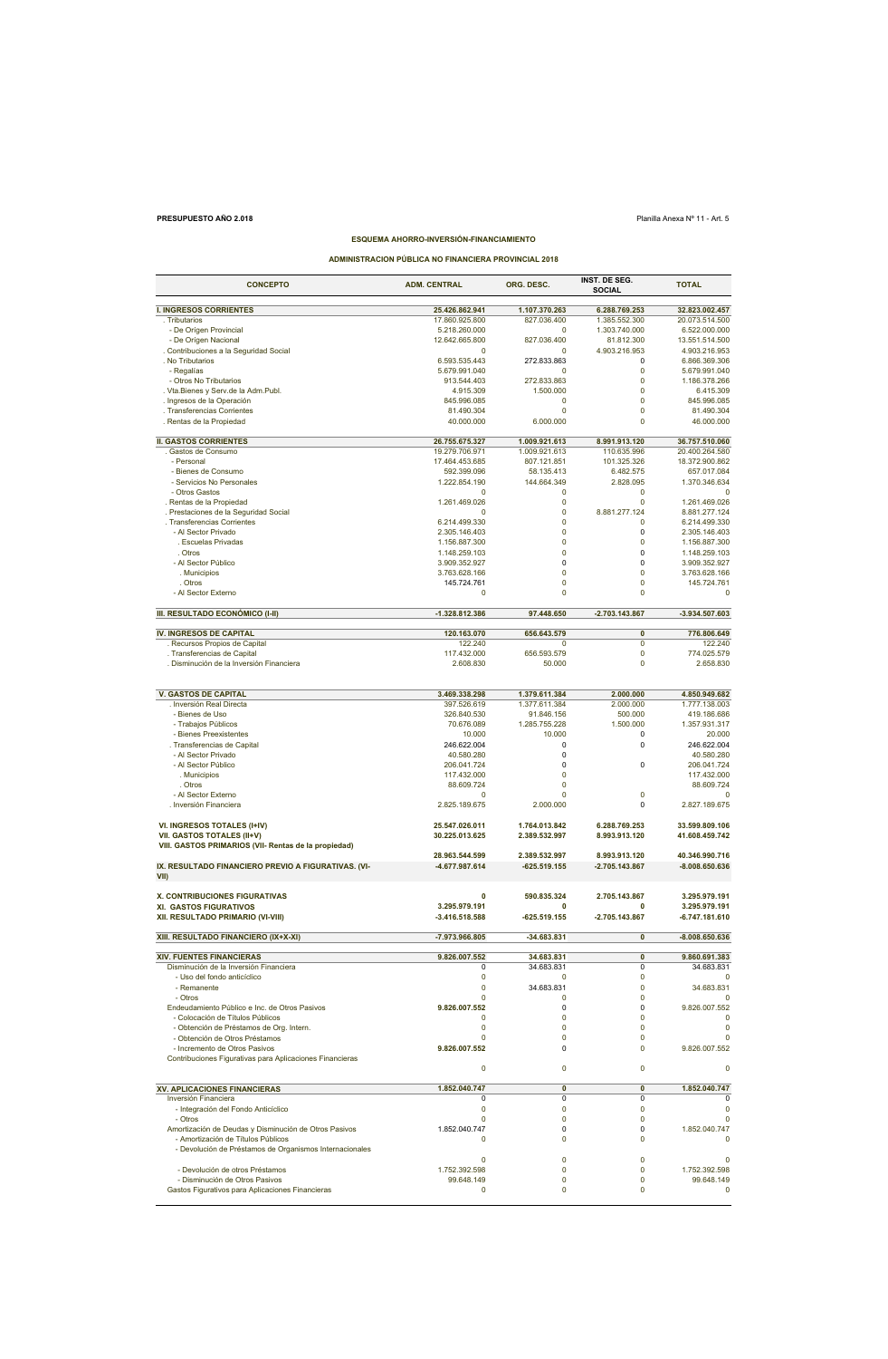**PRESUPUESTO AÑO 2.018**

Planilla Anexa N° 11 - Art. 5

## ESQUEMA AHORRO-INVERSIÓN-FINANCIAMIENTO

### ADMINISTRACION PÚBLICA NO FINANCIERA PROVINCIAL 2018

| CONCEPTO | ADM. CENTRAL | ORG. DESC. | INST. DE SEG. SOCIAL | TOTAL |
|---|---|---|---|---|
| **I. INGRESOS CORRIENTES** | **25.426.862.941** | **1.107.370.263** | **6.288.769.253** | **32.823.002.457** |
| . Tributarios | 17.860.925.800 | 827.036.400 | 1.385.552.300 | 20.073.514.500 |
| - De Origen Provincial | 5.218.260.000 | 0 | 1.303.740.000 | 6.522.000.000 |
| - De Origen Nacional | 12.642.665.800 | 827.036.400 | 81.812.300 | 13.551.514.500 |
| . Contribuciones a la Seguridad Social | 0 | 0 | 4.903.216.953 | 4.903.216.953 |
| . No Tributarios | 6.593.535.443 | 272.833.863 | 0 | 6.866.369.306 |
| - Regalías | 5.679.991.040 | 0 | 0 | 5.679.991.040 |
| - Otros No Tributarios | 913.544.403 | 272.833.863 | 0 | 1.186.378.266 |
| . Vta.Bienes y Serv.de la Adm.Publ. | 4.915.309 | 1.500.000 | 0 | 6.415.309 |
| . Ingresos de la Operación | 845.996.085 | 0 | 0 | 845.996.085 |
| . Transferencias Corrientes | 81.490.304 | 0 | 0 | 81.490.304 |
| . Rentas de la Propiedad | 40.000.000 | 6.000.000 | 0 | 46.000.000 |
| **II. GASTOS CORRIENTES** | **26.755.675.327** | **1.009.921.613** | **8.991.913.120** | **36.757.510.060** |
| . Gastos de Consumo | 19.279.706.971 | 1.009.921.613 | 110.635.996 | 20.400.264.580 |
| - Personal | 17.464.453.685 | 807.121.851 | 101.325.326 | 18.372.900.862 |
| - Bienes de Consumo | 592.399.096 | 58.135.413 | 6.482.575 | 657.017.084 |
| - Servicios No Personales | 1.222.854.190 | 144.664.349 | 2.828.095 | 1.370.346.634 |
| - Otros Gastos | 0 | 0 | 0 | 0 |
| . Rentas de la Propiedad | 1.261.469.026 | 0 | 0 | 1.261.469.026 |
| . Prestaciones de la Seguridad Social | 0 | 0 | 8.881.277.124 | 8.881.277.124 |
| . Transferencias Corrientes | 6.214.499.330 | 0 | 0 | 6.214.499.330 |
| - Al Sector Privado | 2.305.146.403 | 0 | 0 | 2.305.146.403 |
| . Escuelas Privadas | 1.156.887.300 | 0 | 0 | 1.156.887.300 |
| . Otros | 1.148.259.103 | 0 | 0 | 1.148.259.103 |
| - Al Sector Público | 3.909.352.927 | 0 | 0 | 3.909.352.927 |
| . Municipios | 3.763.628.166 | 0 | 0 | 3.763.628.166 |
| . Otros | 145.724.761 | 0 | 0 | 145.724.761 |
| - Al Sector Externo | 0 | 0 | 0 | 0 |
| **III. RESULTADO ECONÓMICO (I-II)** | **-1.328.812.386** | **97.448.650** | **-2.703.143.867** | **-3.934.507.603** |
| **IV. INGRESOS DE CAPITAL** | **120.163.070** | **656.643.579** | **0** | **776.806.649** |
| . Recursos Propios de Capital | 122.240 | 0 | 0 | 122.240 |
| . Transferencias de Capital | 117.432.000 | 656.593.579 | 0 | 774.025.579 |
| . Disminución de la Inversión Financiera | 2.608.830 | 50.000 | 0 | 2.658.830 |
| **V. GASTOS DE CAPITAL** | **3.469.338.298** | **1.379.611.384** | **2.000.000** | **4.850.949.682** |
| . Inversión Real Directa | 397.526.619 | 1.377.611.384 | 2.000.000 | 1.777.138.003 |
| - Bienes de Uso | 326.840.530 | 91.846.156 | 500.000 | 419.186.686 |
| - Trabajos Públicos | 70.676.089 | 1.285.755.228 | 1.500.000 | 1.357.931.317 |
| - Bienes Preexistentes | 10.000 | 10.000 | 0 | 20.000 |
| . Transferencias de Capital | 246.622.004 | 0 | 0 | 246.622.004 |
| - Al Sector Privado | 40.580.280 | 0 | | 40.580.280 |
| - Al Sector Público | 206.041.724 | 0 | 0 | 206.041.724 |
| . Municipios | 117.432.000 | 0 | | 117.432.000 |
| . Otros | 88.609.724 | 0 | | 88.609.724 |
| - Al Sector Externo | 0 | 0 | 0 | 0 |
| . Inversión Financiera | 2.825.189.675 | 2.000.000 | 0 | 2.827.189.675 |
| **VI. INGRESOS TOTALES (I+IV)** | **25.547.026.011** | **1.764.013.842** | **6.288.769.253** | **33.599.809.106** |
| **VII. GASTOS TOTALES (II+V)** | **30.225.013.625** | **2.389.532.997** | **8.993.913.120** | **41.608.459.742** |
| **VIII. GASTOS PRIMARIOS (VII- Rentas de la propiedad)** | **28.963.544.599** | **2.389.532.997** | **8.993.913.120** | **40.346.990.716** |
| **IX. RESULTADO FINANCIERO PREVIO A FIGURATIVAS. (VI-VII)** | **-4.677.987.614** | **-625.519.155** | **-2.705.143.867** | **-8.008.650.636** |
| **X. CONTRIBUCIONES FIGURATIVAS** | **0** | **590.835.324** | **2.705.143.867** | **3.295.979.191** |
| **XI. GASTOS FIGURATIVOS** | **3.295.979.191** | **0** | **0** | **3.295.979.191** |
| **XII. RESULTADO PRIMARIO (VI-VIII)** | **-3.416.518.588** | **-625.519.155** | **-2.705.143.867** | **-6.747.181.610** |
| **XIII. RESULTADO FINANCIERO (IX+X-XI)** | **-7.973.966.805** | **-34.683.831** | **0** | **-8.008.650.636** |
| **XIV. FUENTES FINANCIERAS** | **9.826.007.552** | **34.683.831** | **0** | **9.860.691.383** |
| Disminución de la Inversión Financiera | 0 | 34.683.831 | 0 | 34.683.831 |
| - Uso del fondo anticíclico | 0 | 0 | 0 | 0 |
| - Remanente | 0 | 34.683.831 | 0 | 34.683.831 |
| - Otros | 0 | 0 | 0 | 0 |
| Endeudamiento Público e Inc. de Otros Pasivos | **9.826.007.552** | 0 | 0 | 9.826.007.552 |
| - Colocación de Títulos Públicos | 0 | 0 | 0 | 0 |
| - Obtención de Préstamos de Org. Intern. | 0 | 0 | 0 | 0 |
| - Obtención de Otros Préstamos | 0 | 0 | 0 | 0 |
| - Incremento de Otros Pasivos | **9.826.007.552** | 0 | 0 | 9.826.007.552 |
| Contribuciones Figurativas para Aplicaciones Financieras | 0 | 0 | 0 | 0 |
| **XV. APLICACIONES FINANCIERAS** | **1.852.040.747** | **0** | **0** | **1.852.040.747** |
| Inversión Financiera | 0 | 0 | 0 | 0 |
| - Integración del Fondo Anticíclico | 0 | 0 | 0 | 0 |
| - Otros | 0 | 0 | 0 | 0 |
| Amortización de Deudas y Disminución de Otros Pasivos | 1.852.040.747 | 0 | 0 | 1.852.040.747 |
| - Amortización de Títulos Públicos | 0 | 0 | 0 | 0 |
| - Devolución de Préstamos de Organismos Internacionales | 0 | 0 | 0 | 0 |
| - Devolución de otros Préstamos | 1.752.392.598 | 0 | 0 | 1.752.392.598 |
| - Disminución de Otros Pasivos | 99.648.149 | 0 | 0 | 99.648.149 |
| Gastos Figurativos para Aplicaciones Financieras | 0 | 0 | 0 | 0 |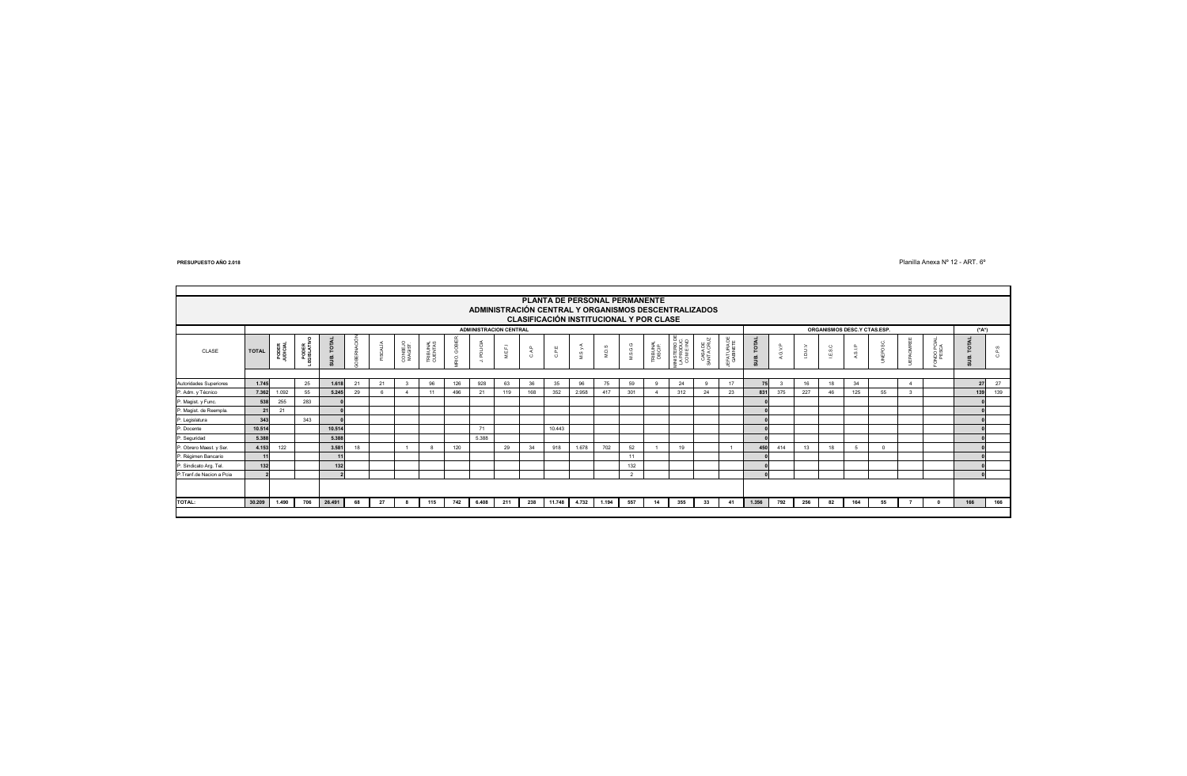PRESUPUESTO AÑO 2.018

Planilla Anexa Nº 12 - ART. 6º

## PLANTA DE PERSONAL PERMANENTE
## ADMINISTRACIÓN CENTRAL Y ORGANISMOS DESCENTRALIZADOS
## CLASIFICACIÓN INSTITUCIONAL Y POR CLASE

| | | ADMINISTRACION CENTRAL | | | | | | | | | | | | | | | | | | | | ORGANISMOS DESC. Y CTAS.ESP. | | | | | | | | ("A") | |
|---|---|---|---|---|---|---|---|---|---|---|---|---|---|---|---|---|---|---|---|---|---|---|---|---|---|---|---|---|---|---|
| CLASE | TOTAL | PODER JUDICIAL | PODER LEGISLATIVO | SUB. TOTAL | GOBERNACIÓN | FISCALIA | CONSEJO MAGIST. | TRIBUNAL CUENTAS | MRO. GOBIER. | J. POLICIA | M.E.F.I | C.A.P. | C.P.E | M.S.y A | M.D.S | M.S.G.G | TRIBUNAL DISCIP. | MINISTERIO DE LA PRODUC. COM E IND. | CASA DE SANTA CRUZ | JEFATURA DE GABINETE | SUB. TOTAL | A.G.V.P. | I.D.U.V | I.E.S.C | A.S.I.P. | UNEPOSC | UEPROMREE | FONDO PCIAL PESCA | SUB. TOTAL | C.P.S. |
| Autoridades Superiores | 1.745 | | 25 | 1.618 | 21 | 21 | 3 | 96 | 126 | 928 | 63 | 36 | 35 | 96 | 75 | 59 | 9 | 24 | 9 | 17 | 75 | 3 | 16 | 18 | 34 | | 4 | | 27 | 27 |
| P. Adm. y Técnico | 7.362 | 1.092 | 55 | 5.245 | 29 | 6 | 4 | 11 | 496 | 21 | 119 | 168 | 352 | 2.958 | 417 | 301 | 4 | 312 | 24 | 23 | 831 | 375 | 227 | 46 | 125 | 55 | 3 | | 139 | 139 |
| P. Magist. y Func. | 538 | 255 | 283 | 0 | | | | | | | | | | | | | | | | | 0 | | | | | | | | 0 | |
| P. Magist. de Reempla. | 21 | 21 | | 0 | | | | | | | | | | | | | | | | | 0 | | | | | | | | 0 | |
| P. Legislatura | 343 | | 343 | 0 | | | | | | | | | | | | | | | | | 0 | | | | | | | | 0 | |
| P. Docente | 10.514 | | | 10.514 | | | | | | 71 | | | 10.443 | | | | | | | | 0 | | | | | | | | 0 | |
| P. Seguridad | 5.388 | | | 5.388 | | | | | | 5.388 | | | | | | | | | | | 0 | | | | | | | | 0 | |
| P. Obrero Maest. y Ser. | 4.153 | 122 | | 3.581 | 18 | | 1 | 8 | 120 | | 29 | 34 | 918 | 1.678 | 702 | 52 | 1 | 19 | | 1 | 450 | 414 | 13 | 18 | 5 | 0 | | | 0 | |
| P. Regimen Bancario | 11 | | | 11 | | | | | | | | | | | | 11 | | | | | 0 | | | | | | | | 0 | |
| P. Sindicato Arg. Tel. | 132 | | | 132 | | | | | | | | | | | | 132 | | | | | 0 | | | | | | | | 0 | |
| P.Tranf.de Nacion a Pcia | 2 | | | 2 | | | | | | | | | | | | 2 | | | | | 0 | | | | | | | | 0 | |
| TOTAL: | 30.209 | 1.490 | 706 | 26.491 | 68 | 27 | 8 | 115 | 742 | 6.408 | 211 | 238 | 11.748 | 4.732 | 1.194 | 557 | 14 | 355 | 33 | 41 | 1.356 | 792 | 256 | 82 | 164 | 55 | 7 | 0 | 166 | 166 |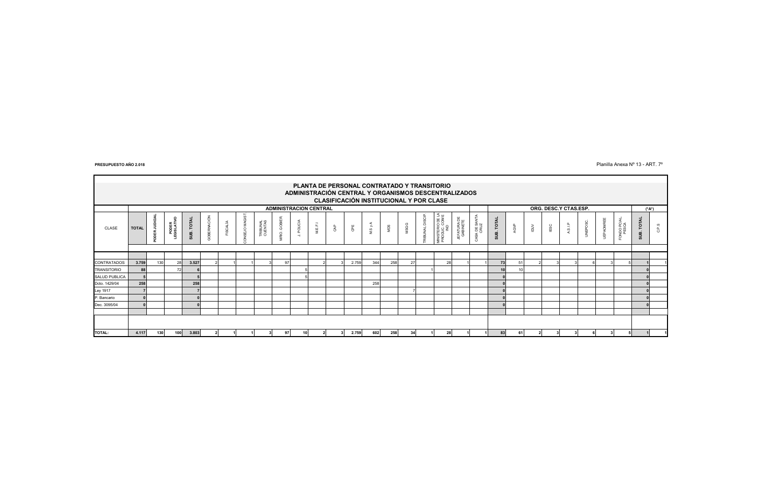**PRESUPUESTO AÑO 2.018**

Planilla Anexa Nº 13 - ART. 7º

## PLANTA DE PERSONAL CONTRATADO Y TRANSITORIO
## ADMINISTRACIÓN CENTRAL Y ORGANISMOS DESCENTRALIZADOS
### CLASIFICACIÓN INSTITUCIONAL Y POR CLASE

| | ADMINISTRACION CENTRAL | | | | | | | | | | | | | | | | | | | | ORG. DESC.Y CTAS.ESP. | | | | | | | | (*A*) | |
|---|---|---|---|---|---|---|---|---|---|---|---|---|---|---|---|---|---|---|---|---|---|---|---|---|---|---|---|---|---|---|
| CLASE | TOTAL | PODER JUDICIAL | PODER LEGISLATIVO | SUB. TOTAL | GOBERNACIÓN | FISCALIA | CONSEJO MAGIST. | TRIBUNAL CUENTAS | MRIO. GOBIER | J. POLICIA | M.E.F.I. | CAP | CPE | M.S y A | MDS | MSGG | TRIBUNAL DISCIP | MINISTERIO DE LA PRODUC. COM E IND | JEFATURA DE GABINETE | CASA DE SANTA CRUZ | SUB. TOTAL | AGVP | IDUV | IESC | A.S.I.P | UNEPOSC. | UEPAOMREE | FONDO PCIAL PESCA | SUB. TOTAL | C.P.S |
| CONTRATADOS | 3.759 | 130 | 28 | 3.527 | 2 | 1 | 1 | 3 | 97 | | 2 | 3 | 2.759 | 344 | 258 | 27 | | 28 | 1 | 1 | 73 | 51 | 2 | 3 | 3 | 6 | 3 | 5 | 1 | 1 |
| TRANSITORIO | 88 | | 72 | 6 | | | | | | 5 | | | | | | | 1 | | | | 10 | 10 | | | | | | | 0 | |
| SALUD PUBLICA | 5 | | | 5 | | | | | | 5 | | | | | | | | | | | 0 | | | | | | | | 0 | |
| Dcto. 1429/04 | 258 | | | 258 | | | | | | | | | | 258 | | | | | | | 0 | | | | | | | | 0 | |
| Ley 1917 | 7 | | | 7 | | | | | | | | | | | | 7 | | | | | 0 | | | | | | | | 0 | |
| P. Bancario | 0 | | | 0 | | | | | | | | | | | | | | | | | 0 | | | | | | | | 0 | |
| Dec. 3095/04 | 0 | | | 0 | | | | | | | | | | | | | | | | | 0 | | | | | | | | 0 | |
| **TOTAL:** | **4.117** | **130** | **100** | **3.803** | **2** | **1** | **1** | **3** | **97** | **10** | **2** | **3** | **2.759** | **602** | **258** | **34** | **1** | **28** | **1** | **1** | **83** | **61** | **2** | **3** | **3** | **6** | **3** | **5** | **1** | **1** |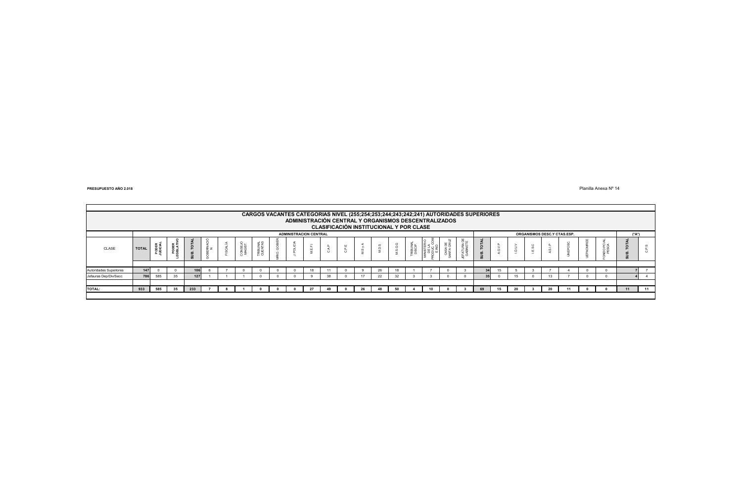**PRESUPUESTO AÑO 2.018**

Planilla Anexa Nº 14

## CARGOS VACANTES CATEGORIAS NIVEL (255;254;253;244;243;242;241) AUTORIDADES SUPERIORES
## ADMINISTRACIÓN CENTRAL Y ORGANISMOS DESCENTRALIZADOS
## CLASIFICACIÓN INSTITUCIONAL Y POR CLASE

| | | ADMINISTRACION CENTRAL | | | | | | | | | | | | | | | | | | | ORGANISMOS DESC.Y CTAS.ESP. | | | | | | | | ("A") | |
|---|---|---|---|---|---|---|---|---|---|---|---|---|---|---|---|---|---|---|---|---|---|---|---|---|---|---|---|---|---|---|
| CLASE | TOTAL | PODER JUDICIAL | PODER LEGISLATIVO | SUB. TOTAL | GOBERNACIÓN | FISCALÍA | CONSEJO MAGIST. | TRIBUNAL CUENTAS | MRIO. GOBIER | J.POLICIA | M.E.F.I | C.A.P | C.P.E | M.S y A | M.D.S | M.S.G.G | TRIBUNAL DISCIP. | MINISTERIO DE LA PRODUC. COM E IND | CASA DE SANTA CRUZ | JEFATURA DE GABINETE | SUB. TOTAL | A.G.V.P | I.D.U.V | I.E.S.C | A.S.I.P | UNEPOSC | UEPAOMREE | FONDO PCIAL PESCA | SUB. TOTAL | C.P.S |
| Autoridades Superiores | 147 | 0 | 0 | 106 | 6 | 7 | 0 | 0 | 0 | 0 | 18 | 11 | 0 | 9 | 26 | 18 | 1 | 7 | 0 | 3 | 34 | 15 | 5 | 3 | 7 | 4 | 0 | 0 | 7 | 7 |
| Jefauras Dep/Div/Secc | 786 | 585 | 35 | 127 | 1 | 1 | 1 | 0 | 0 | 0 | 9 | 38 | 0 | 17 | 22 | 32 | 3 | 3 | 0 | 0 | 35 | 0 | 15 | 0 | 13 | 7 | 0 | 0 | 4 | 4 |
| **TOTAL:** | **933** | **585** | **35** | **233** | **7** | **8** | **1** | **0** | **0** | **0** | **27** | **49** | **0** | **26** | **48** | **50** | **4** | **10** | **0** | **3** | **69** | **15** | **20** | **3** | **20** | **11** | **0** | **0** | **11** | **11** |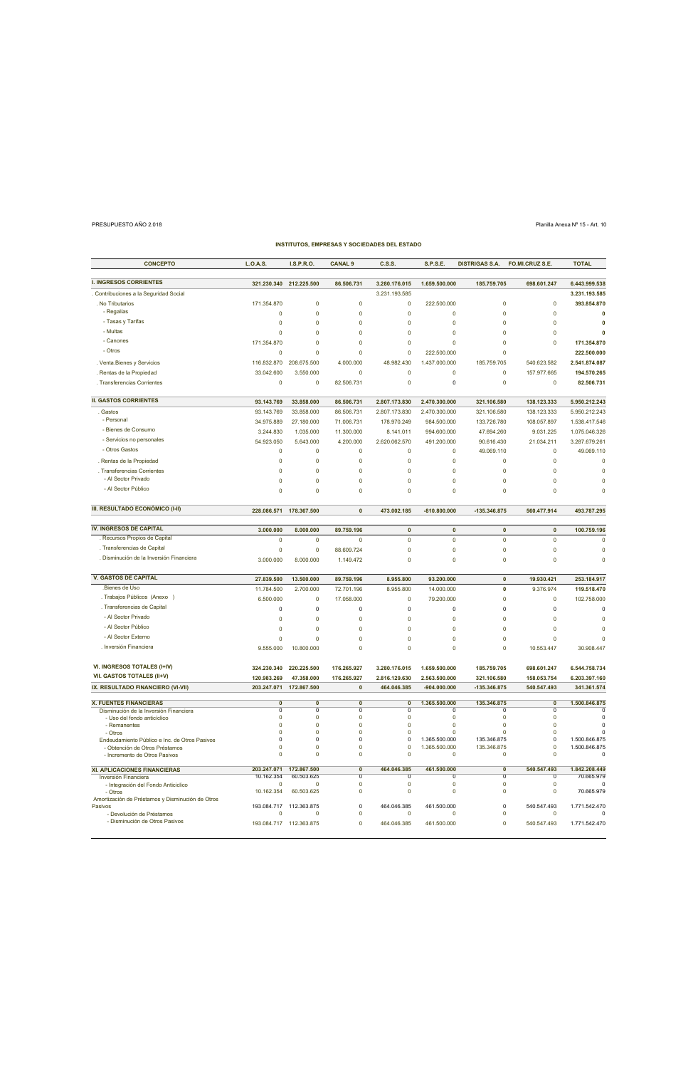PRESUPUESTO AÑO 2.018

Planilla Anexa Nº 15 - Art. 10

### INSTITUTOS, EMPRESAS Y SOCIEDADES DEL ESTADO

| CONCEPTO | L.O.A.S. | I.S.P.R.O. | CANAL 9 | C.S.S. | S.P.S.E. | DISTRIGAS S.A. | FO.MI.CRUZ S.E. | TOTAL |
|---|---|---|---|---|---|---|---|---|
| **I. INGRESOS CORRIENTES** | **321.230.340** | **212.225.500** | **86.506.731** | **3.280.176.015** | **1.659.500.000** | **185.759.705** | **698.601.247** | **6.443.999.538** |
| . Contribuciones a la Seguridad Social | | | | 3.231.193.585 | | | | **3.231.193.585** |
| . No Tributarios | 171.354.870 | 0 | 0 | 0 | 222.500.000 | 0 | 0 | **393.854.870** |
| - Regalías | 0 | 0 | 0 | 0 | 0 | 0 | 0 | **0** |
| - Tasas y Tarifas | 0 | 0 | 0 | 0 | 0 | 0 | 0 | **0** |
| - Multas | 0 | 0 | 0 | 0 | 0 | 0 | 0 | **0** |
| - Canones | 171.354.870 | 0 | 0 | 0 | 0 | 0 | 0 | **171.354.870** |
| - Otros | 0 | 0 | 0 | 0 | 222.500.000 | 0 | | **222.500.000** |
| . Venta.Bienes y Servicios | 116.832.870 | 208.675.500 | 4.000.000 | 48.982.430 | 1.437.000.000 | 185.759.705 | 540.623.582 | **2.541.874.087** |
| . Rentas de la Propiedad | 33.042.600 | 3.550.000 | 0 | 0 | 0 | 0 | 157.977.665 | **194.570.265** |
| . Transferencias Corrientes | 0 | 0 | 82.506.731 | 0 | 0 | 0 | 0 | **82.506.731** |
| **II. GASTOS CORRIENTES** | **93.143.769** | **33.858.000** | **86.506.731** | **2.807.173.830** | **2.470.300.000** | **321.106.580** | **138.123.333** | **5.950.212.243** |
| . Gastos | 93.143.769 | 33.858.000 | 86.506.731 | 2.807.173.830 | 2.470.300.000 | 321.106.580 | 138.123.333 | 5.950.212.243 |
| - Personal | 34.975.889 | 27.180.000 | 71.006.731 | 178.970.249 | 984.500.000 | 133.726.780 | 108.057.897 | 1.538.417.546 |
| - Bienes de Consumo | 3.244.830 | 1.035.000 | 11.300.000 | 8.141.011 | 994.600.000 | 47.694.260 | 9.031.225 | 1.075.046.326 |
| - Servicios no personales | 54.923.050 | 5.643.000 | 4.200.000 | 2.620.062.570 | 491.200.000 | 90.616.430 | 21.034.211 | 3.287.679.261 |
| - Otros Gastos | 0 | 0 | 0 | 0 | 0 | 49.069.110 | 0 | 49.069.110 |
| . Rentas de la Propiedad | 0 | 0 | 0 | 0 | 0 | 0 | 0 | 0 |
| . Transferencias Corrientes | 0 | 0 | 0 | 0 | 0 | 0 | 0 | 0 |
| - Al Sector Privado | 0 | 0 | 0 | 0 | 0 | 0 | 0 | 0 |
| - Al Sector Público | 0 | 0 | 0 | 0 | 0 | 0 | 0 | 0 |
| **III. RESULTADO ECONÓMICO (I-II)** | **228.086.571** | **178.367.500** | **0** | **473.002.185** | **-810.800.000** | **-135.346.875** | **560.477.914** | **493.787.295** |
| **IV. INGRESOS DE CAPITAL** | **3.000.000** | **8.000.000** | **89.759.196** | **0** | **0** | **0** | **0** | **100.759.196** |
| . Recursos Propios de Capital | 0 | 0 | 0 | 0 | 0 | 0 | 0 | 0 |
| . Transferencias de Capital | 0 | 0 | 88.609.724 | 0 | 0 | 0 | 0 | 0 |
| . Disminución de la Inversión Financiera | 3.000.000 | 8.000.000 | 1.149.472 | 0 | 0 | 0 | 0 | 0 |
| **V. GASTOS DE CAPITAL** | **27.839.500** | **13.500.000** | **89.759.196** | **8.955.800** | **93.200.000** | **0** | **19.930.421** | **253.184.917** |
| .Bienes de Uso | 11.784.500 | 2.700.000 | 72.701.196 | 8.955.800 | 14.000.000 | 0 | 9.376.974 | 119.518.470 |
| . Trabajos Públicos (Anexo ) | 6.500.000 | 0 | 17.058.000 | 0 | 79.200.000 | 0 | 0 | 102.758.000 |
| . Transferencias de Capital | 0 | 0 | 0 | 0 | 0 | 0 | 0 | 0 |
| - Al Sector Privado | 0 | 0 | 0 | 0 | 0 | 0 | 0 | 0 |
| - Al Sector Público | 0 | 0 | 0 | 0 | 0 | 0 | 0 | 0 |
| - Al Sector Externo | 0 | 0 | 0 | 0 | 0 | 0 | 0 | 0 |
| . Inversión Financiera | 9.555.000 | 10.800.000 | 0 | 0 | 0 | 0 | 10.553.447 | 30.908.447 |
| **VI. INGRESOS TOTALES (I+IV)** | **324.230.340** | **220.225.500** | **176.265.927** | **3.280.176.015** | **1.659.500.000** | **185.759.705** | **698.601.247** | **6.544.758.734** |
| **VII. GASTOS TOTALES (II+V)** | **120.983.269** | **47.358.000** | **176.265.927** | **2.816.129.630** | **2.563.500.000** | **321.106.580** | **158.053.754** | **6.203.397.160** |
| **IX. RESULTADO FINANCIERO (VI-VII)** | **203.247.071** | **172.867.500** | **0** | **464.046.385** | **-904.000.000** | **-135.346.875** | **540.547.493** | **341.361.574** |
| **X. FUENTES FINANCIERAS** | **0** | **0** | **0** | **0** | **1.365.500.000** | **135.346.875** | **0** | **1.500.846.875** |
| Disminución de la Inversión Financiera | 0 | 0 | 0 | 0 | 0 | 0 | 0 | 0 |
| - Uso del fondo anticíclico | 0 | 0 | 0 | 0 | 0 | 0 | 0 | 0 |
| - Remanentes | 0 | 0 | 0 | 0 | 0 | 0 | 0 | 0 |
| - Otros | 0 | 0 | 0 | 0 | 0 | 0 | 0 | 0 |
| Endeudamiento Público e Inc. de Otros Pasivos | 0 | 0 | 0 | 0 | 1.365.500.000 | 135.346.875 | 0 | 1.500.846.875 |
| - Obtención de Otros Préstamos | 0 | 0 | 0 | 0 | 1.365.500.000 | 135.346.875 | 0 | 1.500.846.875 |
| - Incremento de Otros Pasivos | 0 | 0 | 0 | 0 | 0 | 0 | 0 | 0 |
| **XI. APLICACIONES FINANCIERAS** | **203.247.071** | **172.867.500** | **0** | **464.046.385** | **461.500.000** | **0** | **540.547.493** | **1.842.208.449** |
| Inversión Financiera | 10.162.354 | 60.503.625 | 0 | 0 | 0 | 0 | 0 | 70.665.979 |
| - Integración del Fondo Anticíclico | 0 | 0 | 0 | 0 | 0 | 0 | 0 | 0 |
| - Otros | 10.162.354 | 60.503.625 | 0 | 0 | 0 | 0 | 0 | 70.665.979 |
| Amortización de Préstamos y Disminución de Otros Pasivos | 193.084.717 | 112.363.875 | 0 | 464.046.385 | 461.500.000 | 0 | 540.547.493 | 1.771.542.470 |
| - Devolución de Préstamos | 0 | 0 | 0 | 0 | 0 | 0 | 0 | 0 |
| - Disminución de Otros Pasivos | 193.084.717 | 112.363.875 | 0 | 464.046.385 | 461.500.000 | 0 | 540.547.493 | 1.771.542.470 |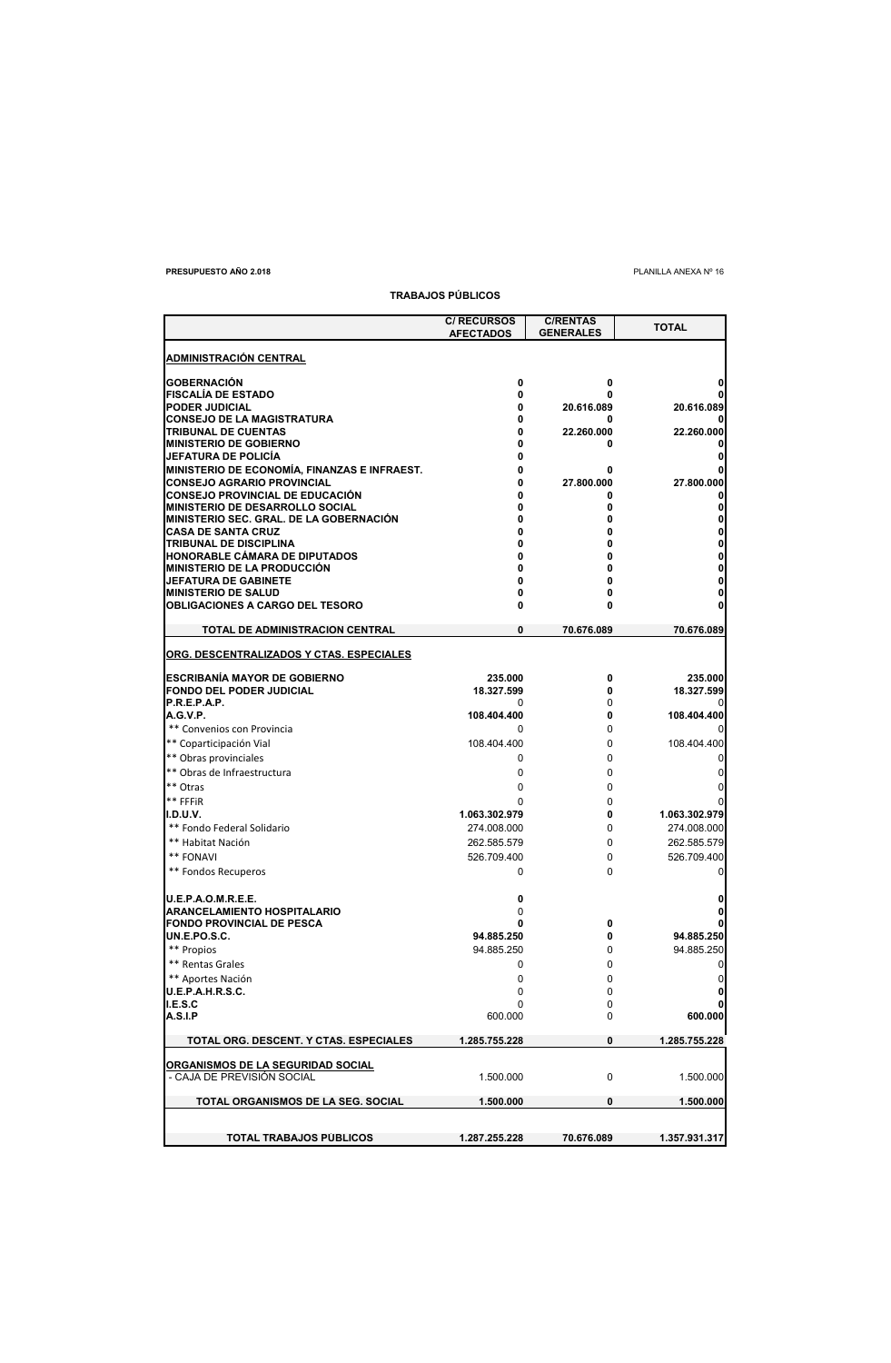**PRESUPUESTO AÑO 2.018** PLANILLA ANEXA Nº 16

**TRABAJOS PÚBLICOS**

| | C/ RECURSOS AFECTADOS | C/RENTAS GENERALES | TOTAL |
|---|---|---|---|
| **ADMINISTRACIÓN CENTRAL** | | | |
| **GOBERNACIÓN** | 0 | 0 | 0 |
| **FISCALÍA DE ESTADO** | 0 | 0 | 0 |
| **PODER JUDICIAL** | 0 | 20.616.089 | 20.616.089 |
| **CONSEJO DE LA MAGISTRATURA** | 0 | 0 | 0 |
| **TRIBUNAL DE CUENTAS** | 0 | 22.260.000 | 22.260.000 |
| **MINISTERIO DE GOBIERNO** | 0 | 0 | 0 |
| **JEFATURA DE POLICÍA** | 0 | | 0 |
| **MINISTERIO DE ECONOMÍA, FINANZAS E INFRAEST.** | 0 | 0 | 0 |
| **CONSEJO AGRARIO PROVINCIAL** | 0 | 27.800.000 | 27.800.000 |
| **CONSEJO PROVINCIAL DE EDUCACIÓN** | 0 | 0 | 0 |
| **MINISTERIO DE DESARROLLO SOCIAL** | 0 | 0 | 0 |
| **MINISTERIO SEC. GRAL. DE LA GOBERNACIÓN** | 0 | 0 | 0 |
| **CASA DE SANTA CRUZ** | 0 | 0 | 0 |
| **TRIBUNAL DE DISCIPLINA** | 0 | 0 | 0 |
| **HONORABLE CÁMARA DE DIPUTADOS** | 0 | 0 | 0 |
| **MINISTERIO DE LA PRODUCCIÓN** | 0 | 0 | 0 |
| **JEFATURA DE GABINETE** | 0 | 0 | 0 |
| **MINISTERIO DE SALUD** | 0 | 0 | 0 |
| **OBLIGACIONES A CARGO DEL TESORO** | 0 | 0 | 0 |
| **TOTAL DE ADMINISTRACION CENTRAL** | **0** | **70.676.089** | **70.676.089** |
| **ORG. DESCENTRALIZADOS Y CTAS. ESPECIALES** | | | |
| **ESCRIBANÍA MAYOR DE GOBIERNO** | 235.000 | 0 | 235.000 |
| **FONDO DEL PODER JUDICIAL** | 18.327.599 | 0 | 18.327.599 |
| **P.R.E.P.A.P.** | 0 | 0 | 0 |
| **A.G.V.P.** | 108.404.400 | 0 | 108.404.400 |
| ** Convenios con Provincia | 0 | 0 | 0 |
| ** Coparticipación Vial | 108.404.400 | 0 | 108.404.400 |
| ** Obras provinciales | 0 | 0 | 0 |
| ** Obras de Infraestructura | 0 | 0 | 0 |
| ** Otras | 0 | 0 | 0 |
| ** FFFIR | 0 | 0 | 0 |
| **I.D.U.V.** | 1.063.302.979 | 0 | 1.063.302.979 |
| ** Fondo Federal Solidario | 274.008.000 | 0 | 274.008.000 |
| ** Habitat Nación | 262.585.579 | 0 | 262.585.579 |
| ** FONAVI | 526.709.400 | 0 | 526.709.400 |
| ** Fondos Recuperos | 0 | 0 | 0 |
| **U.E.P.A.O.M.R.E.E.** | 0 | | 0 |
| **ARANCELAMIENTO HOSPITALARIO** | 0 | | 0 |
| **FONDO PROVINCIAL DE PESCA** | 0 | 0 | 0 |
| **UN.E.PO.S.C.** | 94.885.250 | 0 | 94.885.250 |
| ** Propios | 94.885.250 | 0 | 94.885.250 |
| ** Rentas Grales | 0 | 0 | 0 |
| ** Aportes Nación | 0 | 0 | 0 |
| **U.E.P.A.H.R.S.C.** | 0 | 0 | 0 |
| **I.E.S.C** | 0 | 0 | 0 |
| **A.S.I.P** | 600.000 | 0 | 600.000 |
| **TOTAL ORG. DESCENT. Y CTAS. ESPECIALES** | **1.285.755.228** | **0** | **1.285.755.228** |
| **ORGANISMOS DE LA SEGURIDAD SOCIAL** | | | |
| - CAJA DE PREVISIÓN SOCIAL | 1.500.000 | 0 | 1.500.000 |
| **TOTAL ORGANISMOS DE LA SEG. SOCIAL** | **1.500.000** | **0** | **1.500.000** |
| **TOTAL TRABAJOS PUBLICOS** | **1.287.255.228** | **70.676.089** | **1.357.931.317** |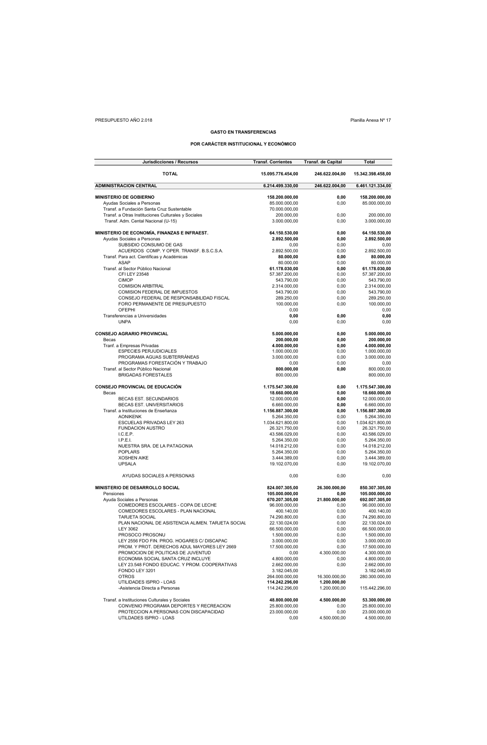PRESUPUESTO AÑO 2.018

Planilla Anexa Nº 17

## GASTO EN TRANSFERENCIAS

### POR CARÁCTER INSTITUCIONAL Y ECONÓMICO

| Jurisdicciones / Recursos | Transf. Corrientes | Transf. de Capital | Total |
|---|---|---|---|
| **TOTAL** | **15.095.776.454,00** | **246.622.004,00** | **15.342.398.458,00** |
| **ADMINISTRACION CENTRAL** | **6.214.499.330,00** | **246.622.004,00** | **6.461.121.334,00** |
| **MINISTERIO DE GOBIERNO** | **158.200.000,00** | **0,00** | **158.200.000,00** |
| Ayudas Sociales a Personas | 85.000.000,00 | 0,00 | 85.000.000,00 |
| Transf. a Fundación Santa Cruz Sustentable | 70.000.000,00 | | |
| Transf. a Otras Instituciones Culturales y Sociales | 200.000,00 | 0,00 | 200.000,00 |
| Transf. Adm. Cental Nacional (U-15) | 3.000.000,00 | 0,00 | 3.000.000,00 |
| **MINISTERIO DE ECONOMÍA, FINANZAS E INFRAEST.** | **64.150.530,00** | **0,00** | **64.150.530,00** |
| Ayudas Sociales a Personas | **2.892.500,00** | **0,00** | **2.892.500,00** |
| SUBSIDIO CONSUMO DE GAS | 0,00 | 0,00 | 0,00 |
| ACUERDOS COMP. Y OPER. TRANSF. B.S.C.S.A. | 2.892.500,00 | 0,00 | 2.892.500,00 |
| Transf. Para act. Científicas y Académicas | **80.000,00** | **0,00** | **80.000,00** |
| ASAP | 80.000,00 | 0,00 | 80.000,00 |
| Transf. al Sector Público Nacional | **61.178.030,00** | **0,00** | **61.178.030,00** |
| CFI LEY 23548 | 57.387.200,00 | 0,00 | 57.387.200,00 |
| CIMOP | 543.790,00 | 0,00 | 543.790,00 |
| COMISION ARBITRAL | 2.314.000,00 | 0,00 | 2.314.000,00 |
| COMISION FEDERAL DE IMPUESTOS | 543.790,00 | 0,00 | 543.790,00 |
| CONSEJO FEDERAL DE RESPONSABILIDAD FISCAL | 289.250,00 | 0,00 | 289.250,00 |
| FORO PERMANENTE DE PRESUPUESTO | 100.000,00 | 0,00 | 100.000,00 |
| OFEPHI | 0,00 | | 0,00 |
| Transferencias a Universidades | **0,00** | **0,00** | **0,00** |
| UNPA | 0,00 | 0,00 | 0,00 |
| **CONSEJO AGRARIO PROVINCIAL** | **5.000.000,00** | **0,00** | **5.000.000,00** |
| Becas | **200.000,00** | **0,00** | **200.000,00** |
| Tranf. a Empresas Privadas | **4.000.000,00** | **0,00** | **4.000.000,00** |
| ESPECIES PERJUDICIALES | 1.000.000,00 | 0,00 | 1.000.000,00 |
| PROGRAMA AGUAS SUBTERRÁNEAS | 3.000.000,00 | 0,00 | 3.000.000,00 |
| PROGRAMAS FORESTACIÓN Y TRABAJO | 0,00 | 0,00 | 0,00 |
| Transf. al Sector Público Nacional | **800.000,00** | **0,00** | 800.000,00 |
| BRIGADAS FORESTALES | 800.000,00 | | 800.000,00 |
| **CONSEJO PROVINCIAL DE EDUCACIÓN** | **1.175.547.300,00** | **0,00** | **1.175.547.300,00** |
| Becas | **18.660.000,00** | **0,00** | **18.660.000,00** |
| BECAS EST. SECUNDARIOS | 12.000.000,00 | **0,00** | 12.000.000,00 |
| BECAS EST. UNIVERSITARIOS | 6.660.000,00 | **0,00** | 6.660.000,00 |
| Transf. a Instituciones de Enseñanza | **1.156.887.300,00** | **0,00** | **1.156.887.300,00** |
| AONIKENK | 5.264.350,00 | 0,00 | 5.264.350,00 |
| ESCUELAS PRIVADAS LEY 263 | 1.034.621.800,00 | 0,00 | 1.034.621.800,00 |
| FUNDACION AUSTRO | 26.321.750,00 | 0,00 | 26.321.750,00 |
| I.C.E.P. | 43.586.029,00 | 0,00 | 43.586.029,00 |
| I.P.E.I. | 5.264.350,00 | 0,00 | 5.264.350,00 |
| NUESTRA SRA. DE LA PATAGONIA | 14.018.212,00 | 0,00 | 14.018.212,00 |
| POPLARS | 5.264.350,00 | 0,00 | 5.264.350,00 |
| XOSHEN AIKE | 3.444.389,00 | 0,00 | 3.444.389,00 |
| UPSALA | 19.102.070,00 | 0,00 | 19.102.070,00 |
| AYUDAS SOCIALES A PERSONAS | 0,00 | 0,00 | 0,00 |
| **MINISTERIO DE DESARROLLO SOCIAL** | **824.007.305,00** | **26.300.000,00** | **850.307.305,00** |
| Pensiones | **105.000.000,00** | **0,00** | **105.000.000,00** |
| Ayuda Sociales a Personas | **670.207.305,00** | **21.800.000,00** | **692.007.305,00** |
| COMEDORES ESCOLARES - COPA DE LECHE | 96.000.000,00 | 0,00 | 96.000.000,00 |
| COMEDORES ESCOLARES - PLAN NACIONAL | 400.140,00 | 0,00 | 400.140,00 |
| TARJETA SOCIAL | 74.290.800,00 | 0,00 | 74.290.800,00 |
| PLAN NACIONAL DE ASISTENCIA ALIMEN. TARJETA SOCIAL | 22.130.024,00 | 0,00 | 22.130.024,00 |
| LEY 3062 | 66.500.000,00 | 0,00 | 66.500.000,00 |
| PROSOCO PROSONU | 1.500.000,00 | 0,00 | 1.500.000,00 |
| LEY 2556 FDO FIN. PROG. HOGARES C/ DISCAPAC | 3.000.000,00 | 0,00 | 3.000.000,00 |
| PROM. Y PROT. DERECHOS ADUL MAYORES LEY 2669 | 17.500.000,00 | 0,00 | 17.500.000,00 |
| PROMOCION DE POLITICAS DE JUVENTUD | 0,00 | 4.300.000,00 | 4.300.000,00 |
| ECONOMIA SOCIAL SANTA CRUZ INCLUYE | 4.800.000,00 | 0,00 | 4.800.000,00 |
| LEY 23.548 FONDO EDUCAC. Y PROM. COOPERATIVAS | 2.662.000,00 | 0,00 | 2.662.000,00 |
| FONDO LEY 3201 | 3.182.045,00 | | 3.182.045,00 |
| OTROS | 264.000.000,00 | 16.300.000,00 | 280.300.000,00 |
| UTILIDADES ISPRO - LOAS | **114.242.296,00** | **1.200.000,00** | |
| -Asistencia Directa a Personas | 114.242.296,00 | 1.200.000,00 | 115.442.296,00 |
| Transf. a Instituciones Culturales y Sociales | **48.800.000,00** | **4.500.000,00** | **53.300.000,00** |
| CONVENIO PROGRAMA DEPORTES Y RECREACION | 25.800.000,00 | 0,00 | 25.800.000,00 |
| PROTECCION A PERSONAS CON DISCAPACIDAD | 23.000.000,00 | 0,00 | 23.000.000,00 |
| UTILDADES ISPRO - LOAS | 0,00 | 4.500.000,00 | 4.500.000,00 |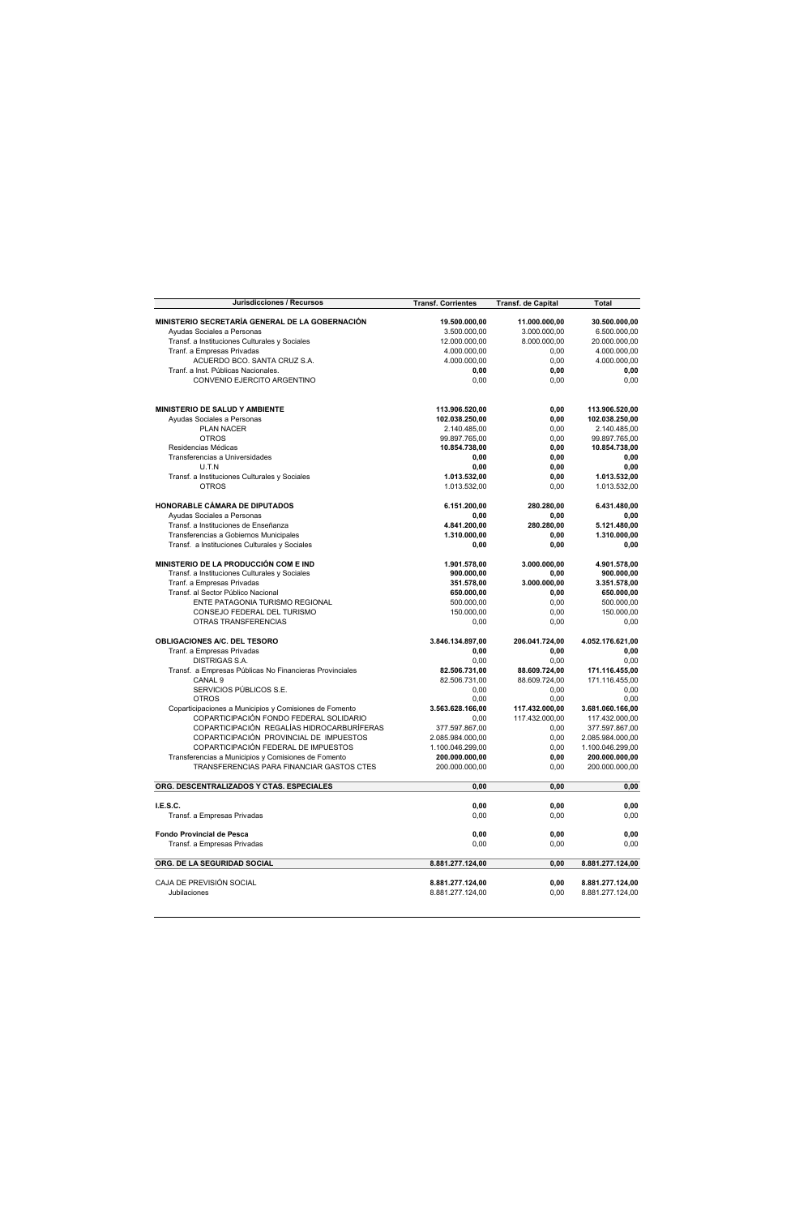| Jurisdicciones / Recursos | Transf. Corrientes | Transf. de Capital | Total |
|---|---|---|---|
| **MINISTERIO SECRETARÍA GENERAL DE LA GOBERNACIÓN** | **19.500.000,00** | **11.000.000,00** | **30.500.000,00** |
| Ayudas Sociales a Personas | 3.500.000,00 | 3.000.000,00 | 6.500.000,00 |
| Transf. a Instituciones Culturales y Sociales | 12.000.000,00 | 8.000.000,00 | 20.000.000,00 |
| Tranf. a Empresas Privadas | 4.000.000,00 | 0,00 | 4.000.000,00 |
| ACUERDO BCO. SANTA CRUZ S.A. | 4.000.000,00 | 0,00 | 4.000.000,00 |
| Tranf. a Inst. Públicas Nacionales. | **0,00** | **0,00** | **0,00** |
| CONVENIO EJERCITO ARGENTINO | 0,00 | 0,00 | 0,00 |
| | | | |
| **MINISTERIO DE SALUD Y AMBIENTE** | **113.906.520,00** | **0,00** | **113.906.520,00** |
| Ayudas Sociales a Personas | **102.038.250,00** | **0,00** | **102.038.250,00** |
| PLAN NACER | 2.140.485,00 | 0,00 | 2.140.485,00 |
| OTROS | 99.897.765,00 | 0,00 | 99.897.765,00 |
| Residencias Médicas | **10.854.738,00** | **0,00** | **10.854.738,00** |
| Transferencias a Universidades | **0,00** | **0,00** | **0,00** |
| U.T.N | **0,00** | **0,00** | **0,00** |
| Transf. a Instituciones Culturales y Sociales | **1.013.532,00** | **0,00** | **1.013.532,00** |
| OTROS | 1.013.532,00 | 0,00 | 1.013.532,00 |
| | | | |
| **HONORABLE CÁMARA DE DIPUTADOS** | **6.151.200,00** | **280.280,00** | **6.431.480,00** |
| Ayudas Sociales a Personas | **0,00** | **0,00** | **0,00** |
| Transf. a Instituciones de Enseñanza | **4.841.200,00** | **280.280,00** | **5.121.480,00** |
| Transferencias a Gobiernos Municipales | **1.310.000,00** | **0,00** | **1.310.000,00** |
| Transf. a Instituciones Culturales y Sociales | **0,00** | **0,00** | **0,00** |
| | | | |
| **MINISTERIO DE LA PRODUCCIÓN COM E IND** | **1.901.578,00** | **3.000.000,00** | **4.901.578,00** |
| Transf. a Instituciones Culturales y Sociales | **900.000,00** | **0,00** | **900.000,00** |
| Tranf. a Empresas Privadas | **351.578,00** | **3.000.000,00** | **3.351.578,00** |
| Transf. al Sector Público Nacional | **650.000,00** | **0,00** | **650.000,00** |
| ENTE PATAGONIA TURISMO REGIONAL | 500.000,00 | 0,00 | 500.000,00 |
| CONSEJO FEDERAL DEL TURISMO | 150.000,00 | 0,00 | 150.000,00 |
| OTRAS TRANSFERENCIAS | 0,00 | 0,00 | 0,00 |
| | | | |
| **OBLIGACIONES A/C. DEL TESORO** | **3.846.134.897,00** | **206.041.724,00** | **4.052.176.621,00** |
| Tranf. a Empresas Privadas | **0,00** | **0,00** | **0,00** |
| DISTRIGAS S.A. | 0,00 | 0,00 | 0,00 |
| Transf. a Empresas Públicas No Financieras Provinciales | **82.506.731,00** | **88.609.724,00** | **171.116.455,00** |
| CANAL 9 | 82.506.731,00 | 88.609.724,00 | 171.116.455,00 |
| SERVICIOS PÚBLICOS S.E. | 0,00 | 0,00 | 0,00 |
| OTROS | 0,00 | 0,00 | 0,00 |
| Coparticipaciones a Municipios y Comisiones de Fomento | **3.563.628.166,00** | **117.432.000,00** | **3.681.060.166,00** |
| COPARTICIPACIÓN FONDO FEDERAL SOLIDARIO | 0,00 | 117.432.000,00 | 117.432.000,00 |
| COPARTICIPACIÓN REGALÍAS HIDROCARBURÍFERAS | 377.597.867,00 | 0,00 | 377.597.867,00 |
| COPARTICIPACIÓN PROVINCIAL DE IMPUESTOS | 2.085.984.000,00 | 0,00 | 2.085.984.000,00 |
| COPARTICIPACIÓN FEDERAL DE IMPUESTOS | 1.100.046.299,00 | 0,00 | 1.100.046.299,00 |
| Transferencias a Municipios y Comisiones de Fomento | **200.000.000,00** | **0,00** | **200.000.000,00** |
| TRANSFERENCIAS PARA FINANCIAR GASTOS CTES | 200.000.000,00 | 0,00 | 200.000.000,00 |
| | | | |
| **ORG. DESCENTRALIZADOS Y CTAS. ESPECIALES** | **0,00** | **0,00** | **0,00** |
| | | | |
| **I.E.S.C.** | **0,00** | **0,00** | **0,00** |
| Transf. a Empresas Privadas | 0,00 | 0,00 | 0,00 |
| | | | |
| **Fondo Provincial de Pesca** | **0,00** | **0,00** | **0,00** |
| Transf. a Empresas Privadas | 0,00 | 0,00 | 0,00 |
| | | | |
| **ORG. DE LA SEGURIDAD SOCIAL** | **8.881.277.124,00** | **0,00** | **8.881.277.124,00** |
| | | | |
| CAJA DE PREVISIÓN SOCIAL | **8.881.277.124,00** | **0,00** | **8.881.277.124,00** |
| Jubilaciones | 8.881.277.124,00 | 0,00 | 8.881.277.124,00 |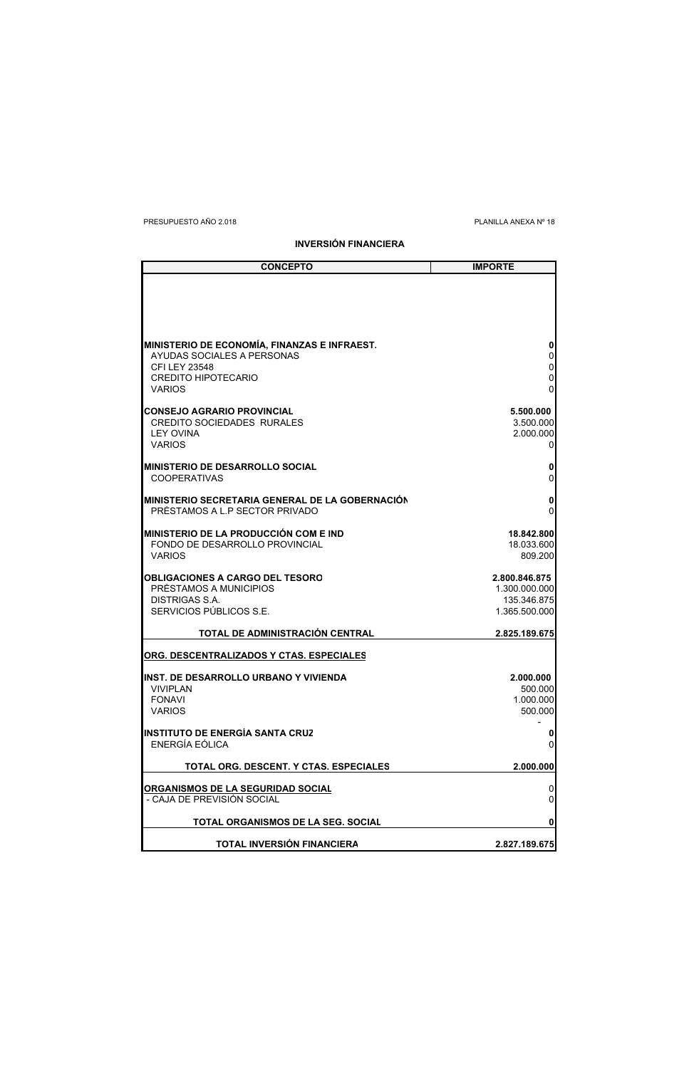PRESUPUESTO AÑO 2.018

PLANILLA ANEXA Nº 18

## INVERSIÓN FINANCIERA

| CONCEPTO | IMPORTE |
|---|---|
| **MINISTERIO DE ECONOMÍA, FINANZAS E INFRAEST.** | **0** |
| AYUDAS SOCIALES A PERSONAS | 0 |
| CFI LEY 23548 | 0 |
| CREDITO HIPOTECARIO | 0 |
| VARIOS | 0 |
| **CONSEJO AGRARIO PROVINCIAL** | **5.500.000** |
| CREDITO SOCIEDADES RURALES | 3.500.000 |
| LEY OVINA | 2.000.000 |
| VARIOS | 0 |
| **MINISTERIO DE DESARROLLO SOCIAL** | **0** |
| COOPERATIVAS | 0 |
| **MINISTERIO SECRETARIA GENERAL DE LA GOBERNACIÓN** | **0** |
| PRÉSTAMOS A L.P SECTOR PRIVADO | 0 |
| **MINISTERIO DE LA PRODUCCIÓN COM E IND** | **18.842.800** |
| FONDO DE DESARROLLO PROVINCIAL | 18.033.600 |
| VARIOS | 809.200 |
| **OBLIGACIONES A CARGO DEL TESORO** | **2.800.846.875** |
| PRÉSTAMOS A MUNICIPIOS | 1.300.000.000 |
| DISTRIGAS S.A. | 135.346.875 |
| SERVICIOS PÚBLICOS S.E. | 1.365.500.000 |
| **TOTAL DE ADMINISTRACIÓN CENTRAL** | **2.825.189.675** |
| **ORG. DESCENTRALIZADOS Y CTAS. ESPECIALES** | |
| **INST. DE DESARROLLO URBANO Y VIVIENDA** | **2.000.000** |
| VIVIPLAN | 500.000 |
| FONAVI | 1.000.000 |
| VARIOS | 500.000 |
| | - |
| **INSTITUTO DE ENERGÍA SANTA CRUZ** | **0** |
| ENERGÍA EÓLICA | 0 |
| **TOTAL ORG. DESCENT. Y CTAS. ESPECIALES** | **2.000.000** |
| **ORGANISMOS DE LA SEGURIDAD SOCIAL** | 0 |
| - CAJA DE PREVISIÓN SOCIAL | 0 |
| **TOTAL ORGANISMOS DE LA SEG. SOCIAL** | **0** |
| **TOTAL INVERSIÓN FINANCIERA** | **2.827.189.675** |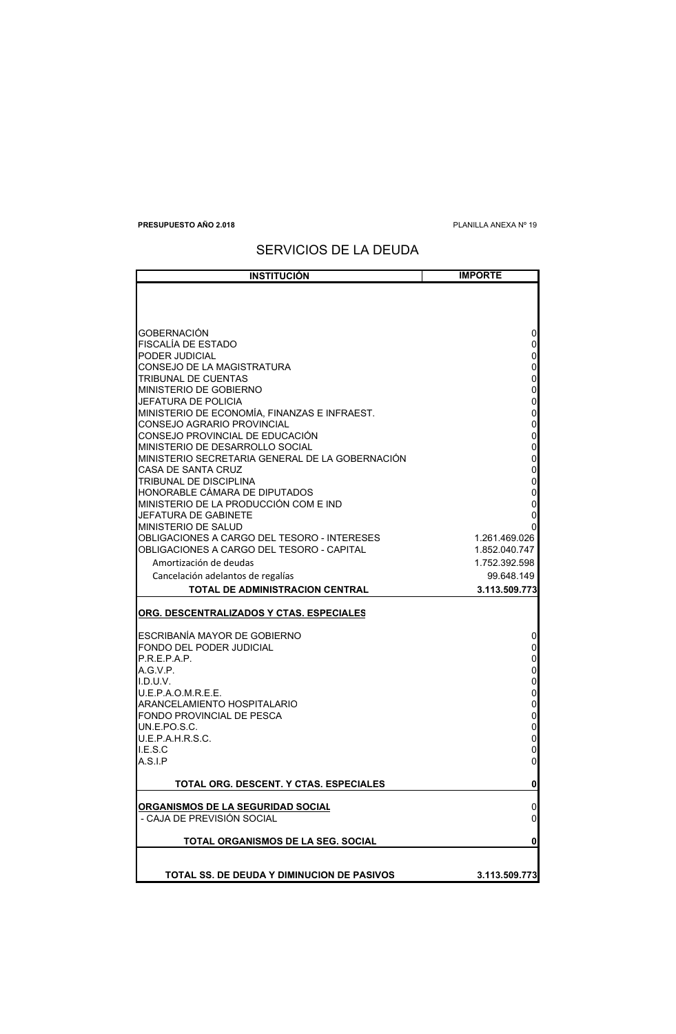**PRESUPUESTO AÑO 2.018**

PLANILLA ANEXA Nº 19

# SERVICIOS DE LA DEUDA

| INSTITUCIÓN | IMPORTE |
|---|---|
| GOBERNACIÓN | 0 |
| FISCALÍA DE ESTADO | 0 |
| PODER JUDICIAL | 0 |
| CONSEJO DE LA MAGISTRATURA | 0 |
| TRIBUNAL DE CUENTAS | 0 |
| MINISTERIO DE GOBIERNO | 0 |
| JEFATURA DE POLICIA | 0 |
| MINISTERIO DE ECONOMÍA, FINANZAS E INFRAEST. | 0 |
| CONSEJO AGRARIO PROVINCIAL | 0 |
| CONSEJO PROVINCIAL DE EDUCACIÓN | 0 |
| MINISTERIO DE DESARROLLO SOCIAL | 0 |
| MINISTERIO SECRETARIA GENERAL DE LA GOBERNACIÓN | 0 |
| CASA DE SANTA CRUZ | 0 |
| TRIBUNAL DE DISCIPLINA | 0 |
| HONORABLE CÁMARA DE DIPUTADOS | 0 |
| MINISTERIO DE LA PRODUCCIÓN COM E IND | 0 |
| JEFATURA DE GABINETE | 0 |
| MINISTERIO DE SALUD | 0 |
| OBLIGACIONES A CARGO DEL TESORO - INTERESES | 1.261.469.026 |
| OBLIGACIONES A CARGO DEL TESORO - CAPITAL | 1.852.040.747 |
| Amortización de deudas | 1.752.392.598 |
| Cancelación adelantos de regalías | 99.648.149 |
| **TOTAL DE ADMINISTRACION CENTRAL** | **3.113.509.773** |
| **ORG. DESCENTRALIZADOS Y CTAS. ESPECIALES** | |
| ESCRIBANÍA MAYOR DE GOBIERNO | 0 |
| FONDO DEL PODER JUDICIAL | 0 |
| P.R.E.P.A.P. | 0 |
| A.G.V.P. | 0 |
| I.D.U.V. | 0 |
| U.E.P.A.O.M.R.E.E. | 0 |
| ARANCELAMIENTO HOSPITALARIO | 0 |
| FONDO PROVINCIAL DE PESCA | 0 |
| UN.E.PO.S.C. | 0 |
| U.E.P.A.H.R.S.C. | 0 |
| I.E.S.C | 0 |
| A.S.I.P | 0 |
| **TOTAL ORG. DESCENT. Y CTAS. ESPECIALES** | **0** |
| **ORGANISMOS DE LA SEGURIDAD SOCIAL** | 0 |
| - CAJA DE PREVISIÓN SOCIAL | 0 |
| **TOTAL ORGANISMOS DE LA SEG. SOCIAL** | **0** |
| **TOTAL SS. DE DEUDA Y DIMINUCION DE PASIVOS** | **3.113.509.773** |